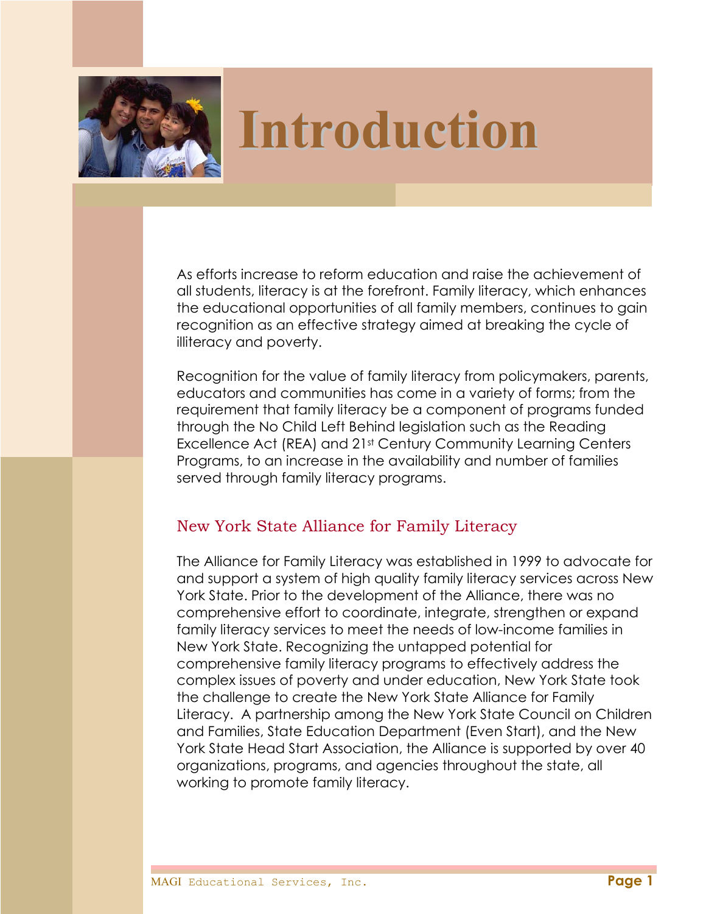# Introduction

As efforts increase to reform education and raise the achievement of all students, literacy is at the forefront. Family literacy, which enhances the educational opportunities of all family members, continues to gain recognition as an effective strategy aimed at breaking the cycle of illiteracy and poverty.

Recognition for the value of family literacy from policymakers, parents, educators and communities has come in a variety of forms; from the requirement that family literacy be a component of programs funded through the No Child Left Behind legislation such as the Reading Excellence Act (REA) and 21st Century Community Learning Centers Programs, to an increase in the availability and number of families served through family literacy programs.

## New York State Alliance for Family Literacy

The Alliance for Family Literacy was established in 1999 to advocate for and support a system of high quality family literacy services across New York State. Prior to the development of the Alliance, there was no comprehensive effort to coordinate, integrate, strengthen or expand family literacy services to meet the needs of low-income families in New York State. Recognizing the untapped potential for comprehensive family literacy programs to effectively address the complex issues of poverty and under education, New York State took the challenge to create the New York State Alliance for Family Literacy. A partnership among the New York State Council on Children and Families, State Education Department (Even Start), and the New York State Head Start Association, the Alliance is supported by over 40 organizations, programs, and agencies throughout the state, all working to promote family literacy.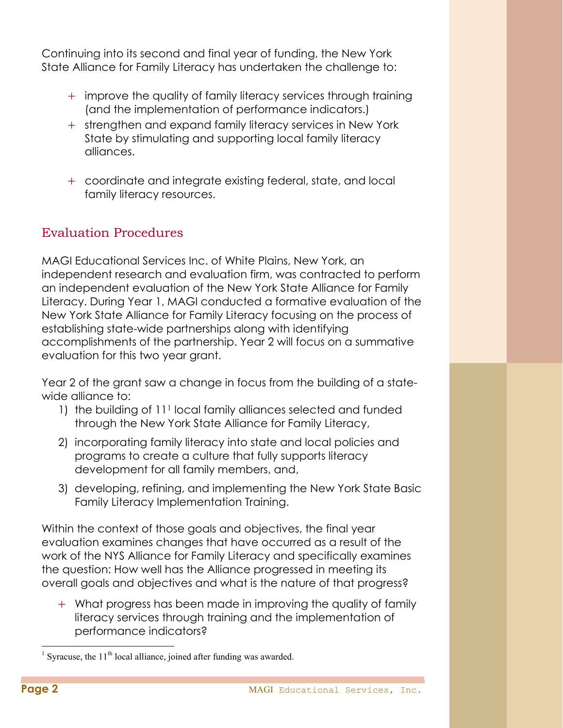Continuing into its second and final year of funding, the New York State Alliance for Family Literacy has undertaken the challenge to:

+ improve the quality of family literacy services through training (and the implementation of performance indicators.)
+ strengthen and expand family literacy services in New York State by stimulating and supporting local family literacy alliances.
+ coordinate and integrate existing federal, state, and local family literacy resources.

## Evaluation Procedures

MAGI Educational Services Inc. of White Plains, New York, an independent research and evaluation firm, was contracted to perform an independent evaluation of the New York State Alliance for Family Literacy. During Year 1, MAGI conducted a formative evaluation of the New York State Alliance for Family Literacy focusing on the process of establishing state-wide partnerships along with identifying accomplishments of the partnership. Year 2 will focus on a summative evaluation for this two year grant.

Year 2 of the grant saw a change in focus from the building of a state-wide alliance to:

1) the building of 11[1] local family alliances selected and funded through the New York State Alliance for Family Literacy,
2) incorporating family literacy into state and local policies and programs to create a culture that fully supports literacy development for all family members, and,
3) developing, refining, and implementing the New York State Basic Family Literacy Implementation Training.

Within the context of those goals and objectives, the final year evaluation examines changes that have occurred as a result of the work of the NYS Alliance for Family Literacy and specifically examines the question: How well has the Alliance progressed in meeting its overall goals and objectives and what is the nature of that progress?

+ What progress has been made in improving the quality of family literacy services through training and the implementation of performance indicators?

[1] Syracuse, the 11th local alliance, joined after funding was awarded.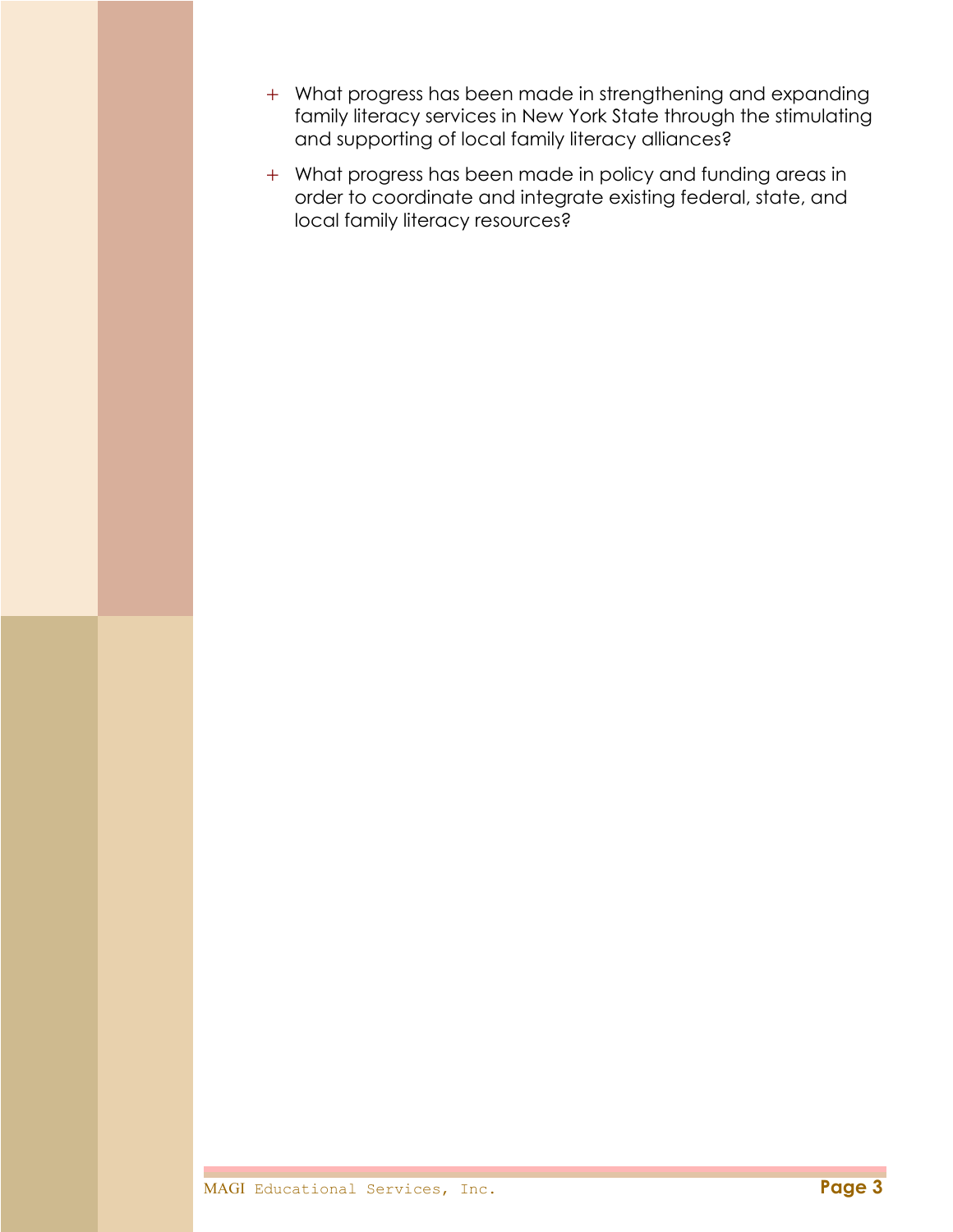- What progress has been made in strengthening and expanding family literacy services in New York State through the stimulating and supporting of local family literacy alliances?
- What progress has been made in policy and funding areas in order to coordinate and integrate existing federal, state, and local family literacy resources?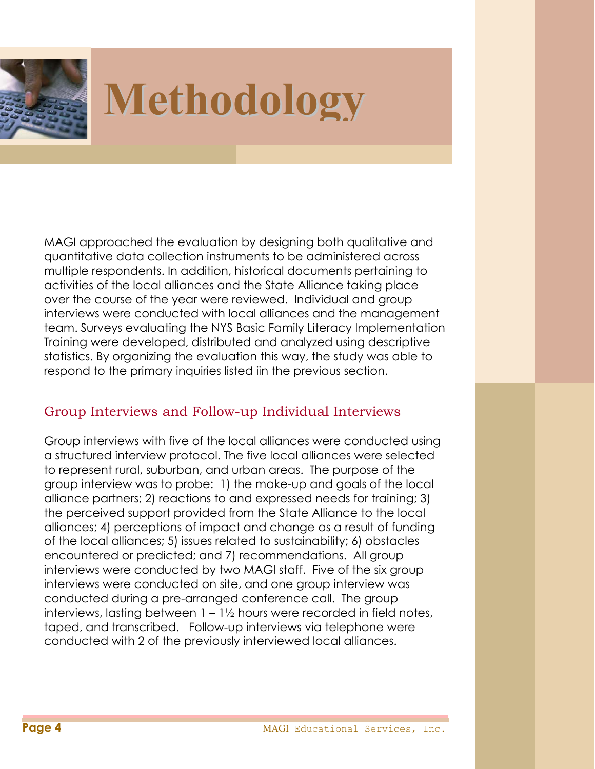# Methodology

MAGI approached the evaluation by designing both qualitative and quantitative data collection instruments to be administered across multiple respondents. In addition, historical documents pertaining to activities of the local alliances and the State Alliance taking place over the course of the year were reviewed. Individual and group interviews were conducted with local alliances and the management team. Surveys evaluating the NYS Basic Family Literacy Implementation Training were developed, distributed and analyzed using descriptive statistics. By organizing the evaluation this way, the study was able to respond to the primary inquiries listed iin the previous section.

## Group Interviews and Follow-up Individual Interviews

Group interviews with five of the local alliances were conducted using a structured interview protocol. The five local alliances were selected to represent rural, suburban, and urban areas. The purpose of the group interview was to probe: 1) the make-up and goals of the local alliance partners; 2) reactions to and expressed needs for training; 3) the perceived support provided from the State Alliance to the local alliances; 4) perceptions of impact and change as a result of funding of the local alliances; 5) issues related to sustainability; 6) obstacles encountered or predicted; and 7) recommendations. All group interviews were conducted by two MAGI staff. Five of the six group interviews were conducted on site, and one group interview was conducted during a pre-arranged conference call. The group interviews, lasting between 1 – 1½ hours were recorded in field notes, taped, and transcribed. Follow-up interviews via telephone were conducted with 2 of the previously interviewed local alliances.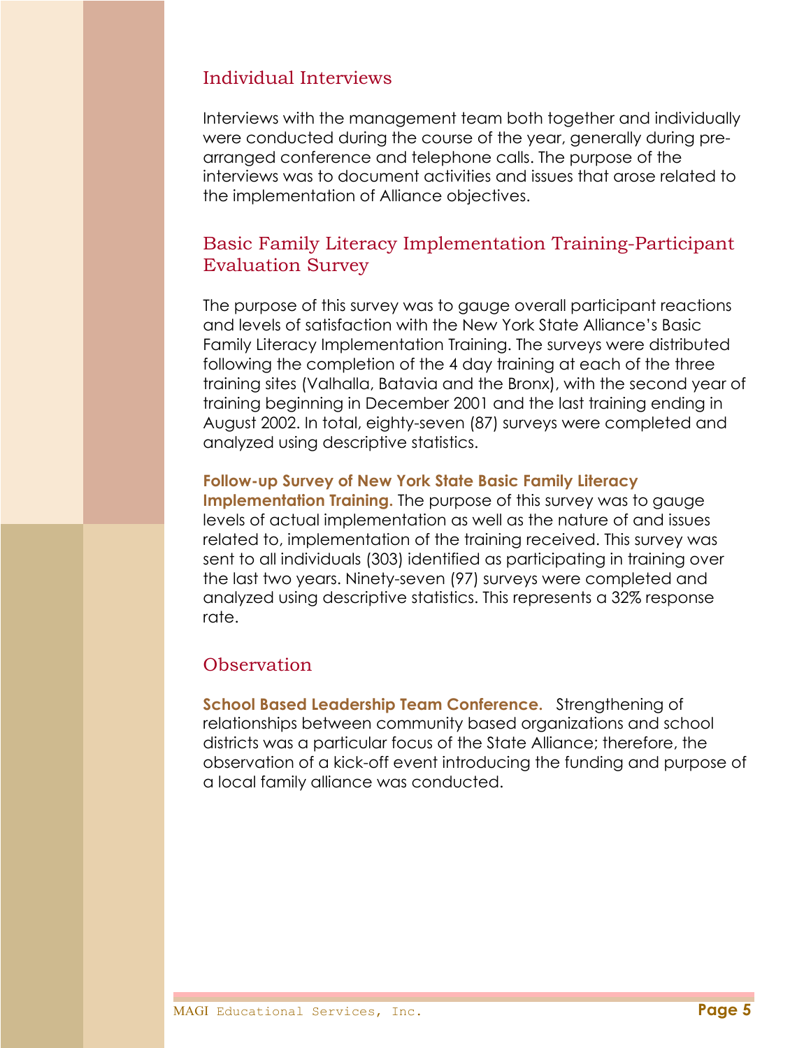## Individual Interviews

Interviews with the management team both together and individually were conducted during the course of the year, generally during pre-arranged conference and telephone calls. The purpose of the interviews was to document activities and issues that arose related to the implementation of Alliance objectives.

## Basic Family Literacy Implementation Training-Participant Evaluation Survey

The purpose of this survey was to gauge overall participant reactions and levels of satisfaction with the New York State Alliance's Basic Family Literacy Implementation Training. The surveys were distributed following the completion of the 4 day training at each of the three training sites (Valhalla, Batavia and the Bronx), with the second year of training beginning in December 2001 and the last training ending in August 2002. In total, eighty-seven (87) surveys were completed and analyzed using descriptive statistics.

**Follow-up Survey of New York State Basic Family Literacy Implementation Training.** The purpose of this survey was to gauge levels of actual implementation as well as the nature of and issues related to, implementation of the training received. This survey was sent to all individuals (303) identified as participating in training over the last two years. Ninety-seven (97) surveys were completed and analyzed using descriptive statistics. This represents a 32% response rate.

## Observation

**School Based Leadership Team Conference.** Strengthening of relationships between community based organizations and school districts was a particular focus of the State Alliance; therefore, the observation of a kick-off event introducing the funding and purpose of a local family alliance was conducted.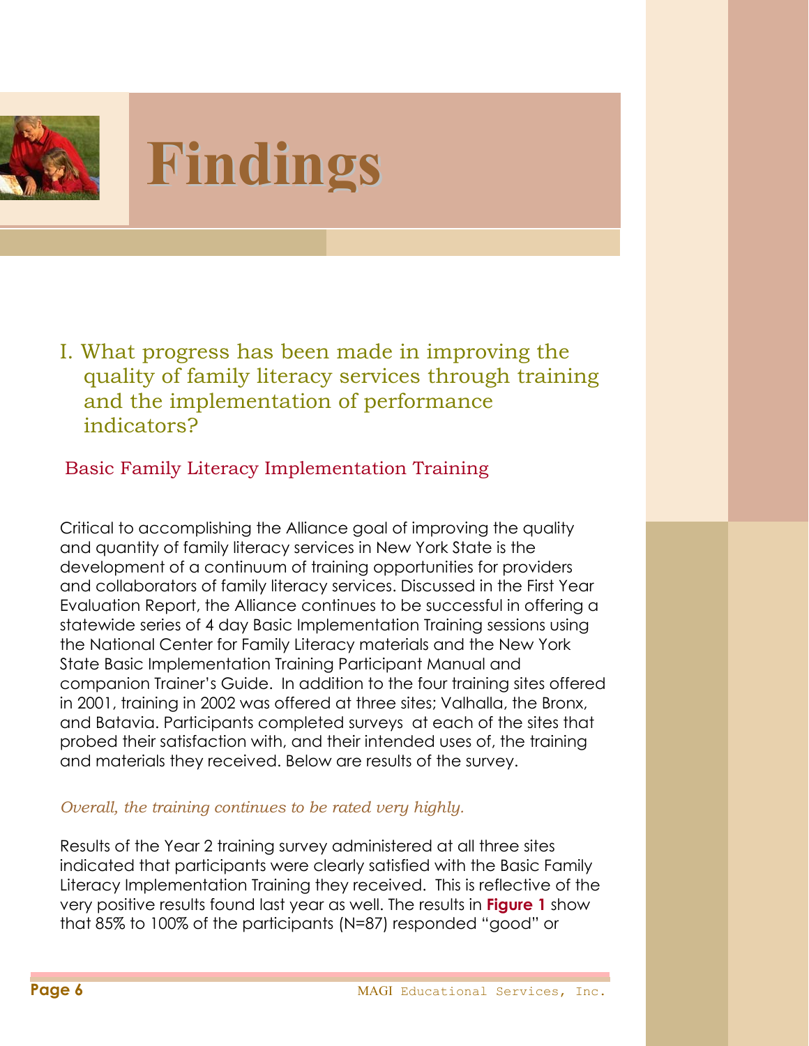# Findings

## I. What progress has been made in improving the quality of family literacy services through training and the implementation of performance indicators?

### Basic Family Literacy Implementation Training

Critical to accomplishing the Alliance goal of improving the quality and quantity of family literacy services in New York State is the development of a continuum of training opportunities for providers and collaborators of family literacy services. Discussed in the First Year Evaluation Report, the Alliance continues to be successful in offering a statewide series of 4 day Basic Implementation Training sessions using the National Center for Family Literacy materials and the New York State Basic Implementation Training Participant Manual and companion Trainer's Guide. In addition to the four training sites offered in 2001, training in 2002 was offered at three sites; Valhalla, the Bronx, and Batavia. Participants completed surveys at each of the sites that probed their satisfaction with, and their intended uses of, the training and materials they received. Below are results of the survey.

*Overall, the training continues to be rated very highly.*

Results of the Year 2 training survey administered at all three sites indicated that participants were clearly satisfied with the Basic Family Literacy Implementation Training they received. This is reflective of the very positive results found last year as well. The results in **Figure 1** show that 85% to 100% of the participants (N=87) responded "good" or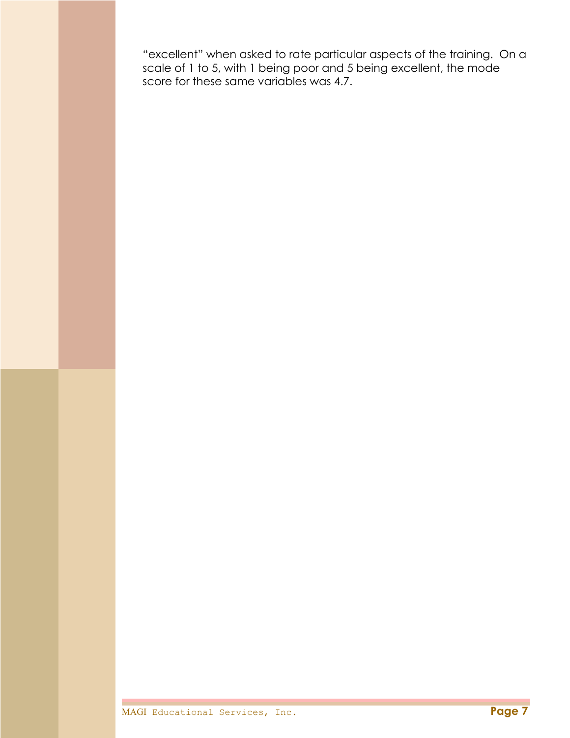"excellent" when asked to rate particular aspects of the training. On a scale of 1 to 5, with 1 being poor and 5 being excellent, the mode score for these same variables was 4.7.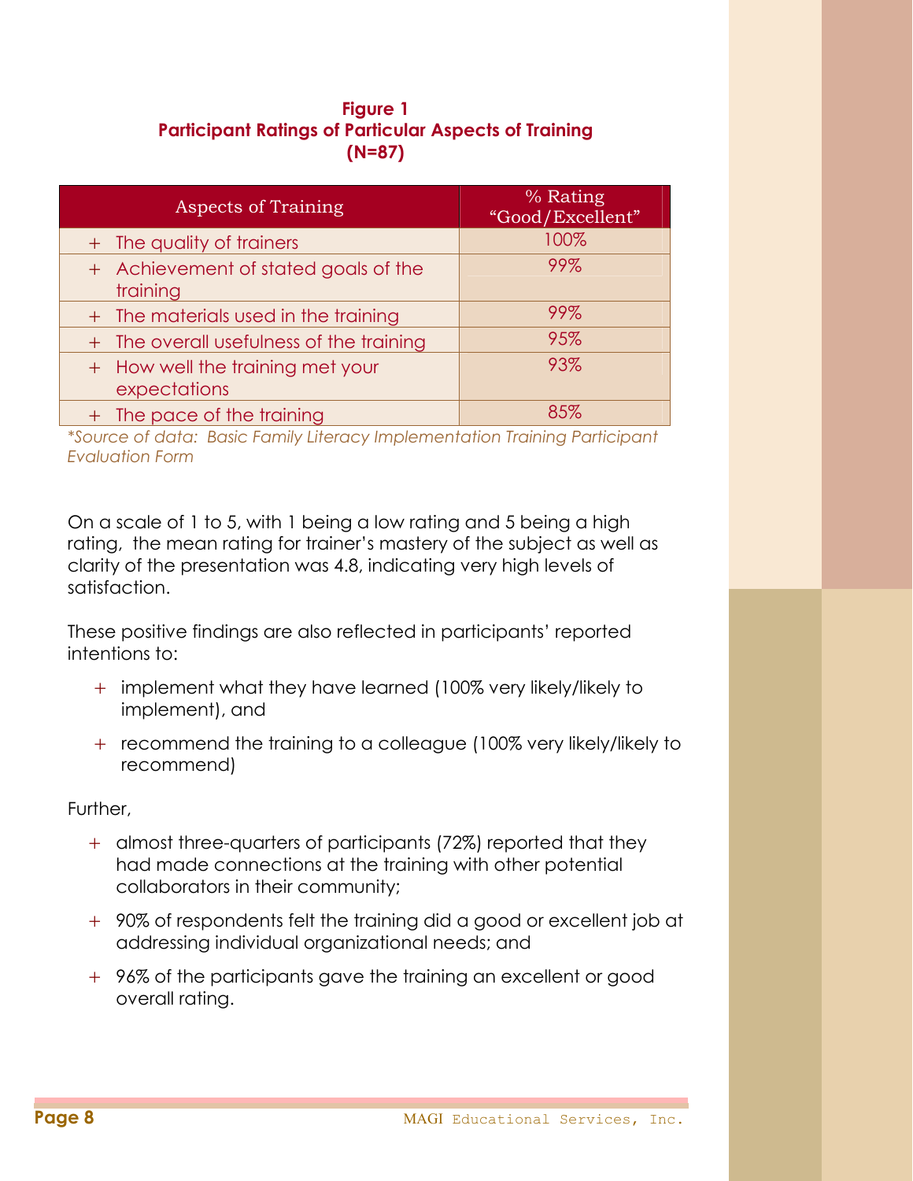**Figure 1**
**Participant Ratings of Particular Aspects of Training**
**(N=87)**

| Aspects of Training | % Rating "Good/Excellent" |
|---|---|
| + The quality of trainers | 100% |
| + Achievement of stated goals of the training | 99% |
| + The materials used in the training | 99% |
| + The overall usefulness of the training | 95% |
| + How well the training met your expectations | 93% |
| + The pace of the training | 85% |

*\*Source of data: Basic Family Literacy Implementation Training Participant Evaluation Form*

On a scale of 1 to 5, with 1 being a low rating and 5 being a high rating, the mean rating for trainer's mastery of the subject as well as clarity of the presentation was 4.8, indicating very high levels of satisfaction.

These positive findings are also reflected in participants' reported intentions to:

- implement what they have learned (100% very likely/likely to implement), and
- recommend the training to a colleague (100% very likely/likely to recommend)

Further,

- almost three-quarters of participants (72%) reported that they had made connections at the training with other potential collaborators in their community;
- 90% of respondents felt the training did a good or excellent job at addressing individual organizational needs; and
- 96% of the participants gave the training an excellent or good overall rating.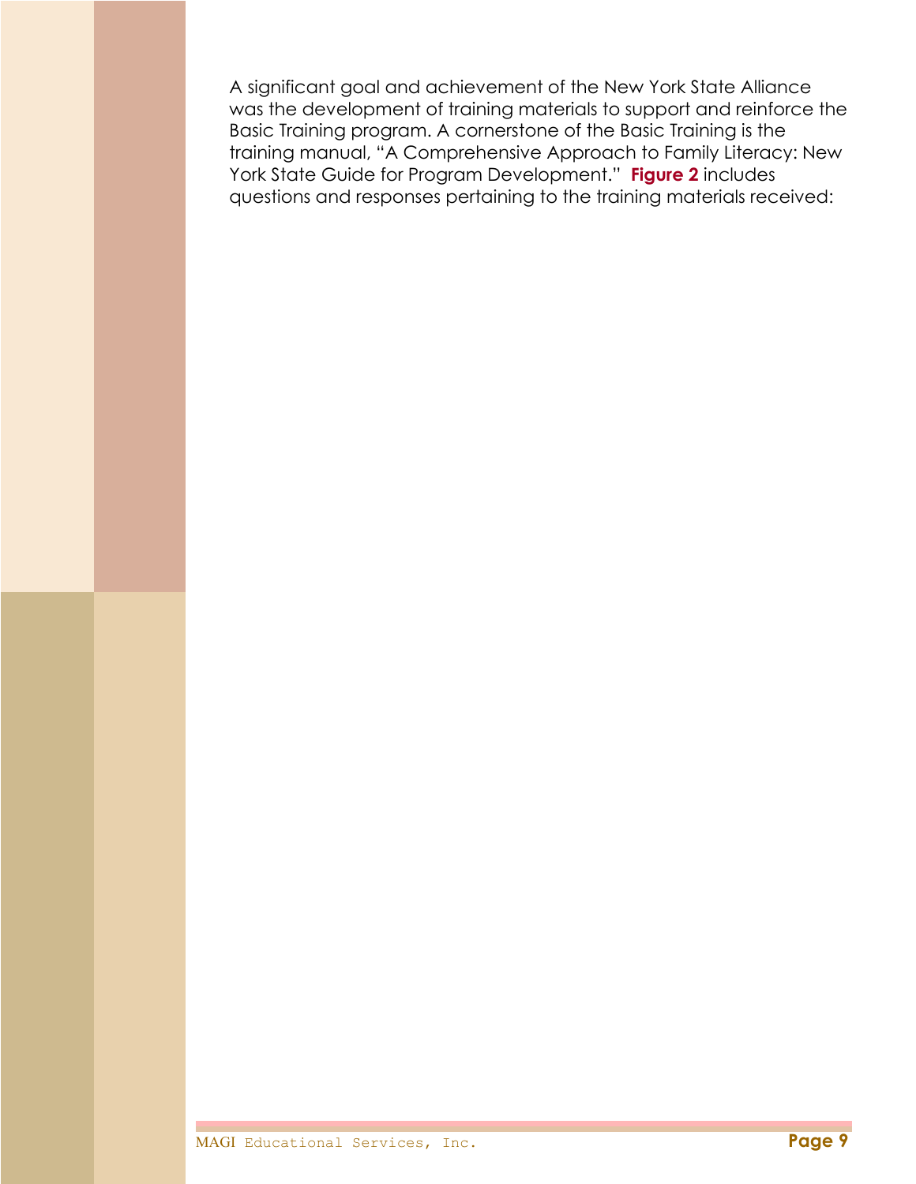A significant goal and achievement of the New York State Alliance was the development of training materials to support and reinforce the Basic Training program. A cornerstone of the Basic Training is the training manual, "A Comprehensive Approach to Family Literacy: New York State Guide for Program Development." **Figure 2** includes questions and responses pertaining to the training materials received: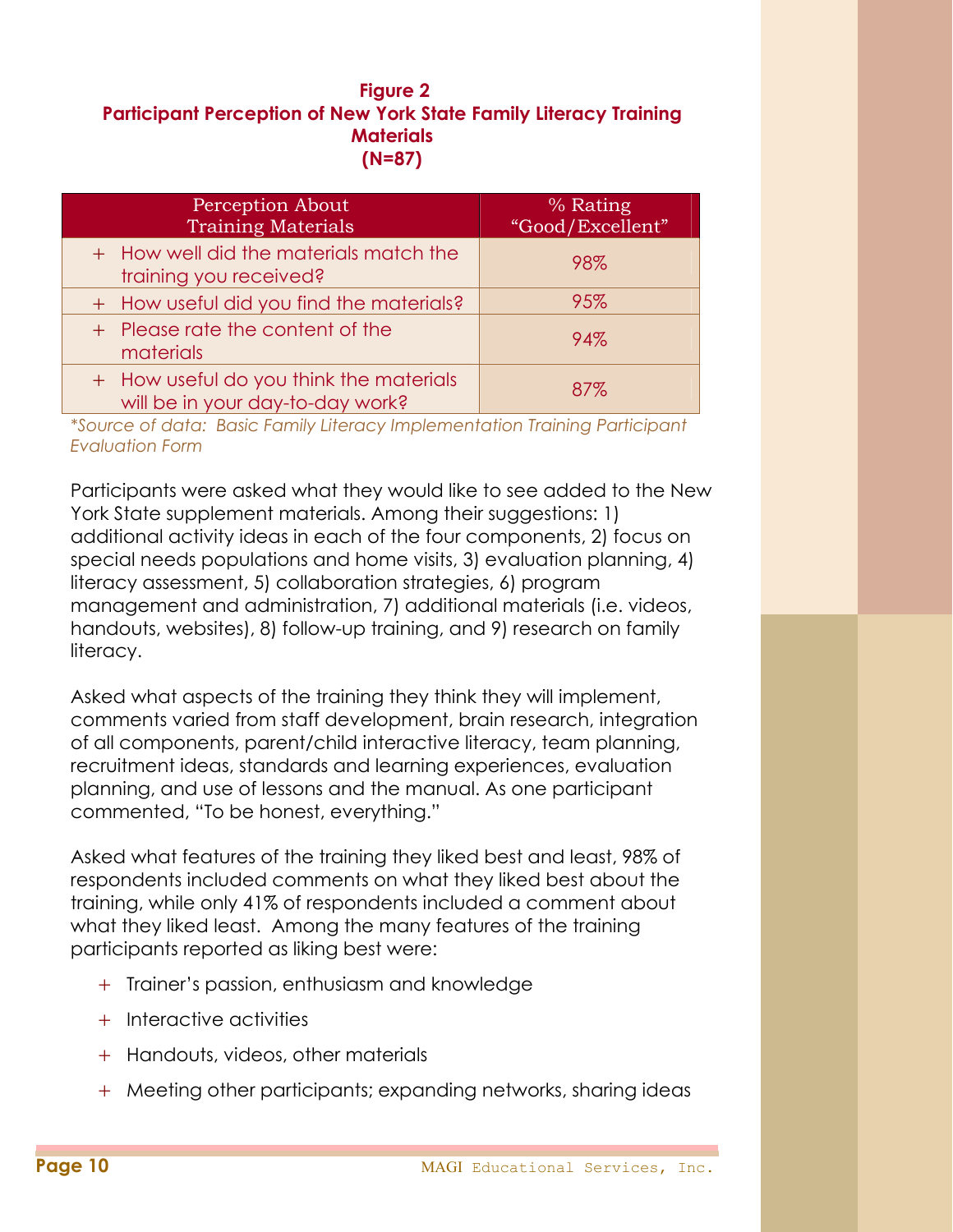**Figure 2**
**Participant Perception of New York State Family Literacy Training Materials**
**(N=87)**

| Perception About Training Materials | % Rating "Good/Excellent" |
|---|---|
| + How well did the materials match the training you received? | 98% |
| + How useful did you find the materials? | 95% |
| + Please rate the content of the materials | 94% |
| + How useful do you think the materials will be in your day-to-day work? | 87% |

*\*Source of data: Basic Family Literacy Implementation Training Participant Evaluation Form*

Participants were asked what they would like to see added to the New York State supplement materials. Among their suggestions: 1) additional activity ideas in each of the four components, 2) focus on special needs populations and home visits, 3) evaluation planning, 4) literacy assessment, 5) collaboration strategies, 6) program management and administration, 7) additional materials (i.e. videos, handouts, websites), 8) follow-up training, and 9) research on family literacy.

Asked what aspects of the training they think they will implement, comments varied from staff development, brain research, integration of all components, parent/child interactive literacy, team planning, recruitment ideas, standards and learning experiences, evaluation planning, and use of lessons and the manual. As one participant commented, "To be honest, everything."

Asked what features of the training they liked best and least, 98% of respondents included comments on what they liked best about the training, while only 41% of respondents included a comment about what they liked least. Among the many features of the training participants reported as liking best were:

- Trainer's passion, enthusiasm and knowledge
- Interactive activities
- Handouts, videos, other materials
- Meeting other participants; expanding networks, sharing ideas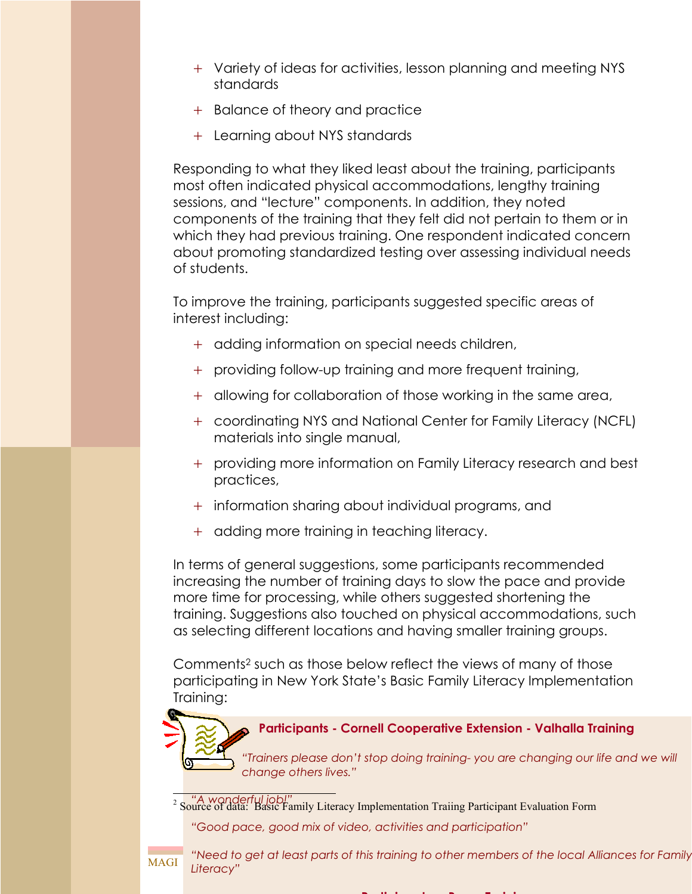- Variety of ideas for activities, lesson planning and meeting NYS standards
- Balance of theory and practice
- Learning about NYS standards

Responding to what they liked least about the training, participants most often indicated physical accommodations, lengthy training sessions, and "lecture" components. In addition, they noted components of the training that they felt did not pertain to them or in which they had previous training. One respondent indicated concern about promoting standardized testing over assessing individual needs of students.

To improve the training, participants suggested specific areas of interest including:

- adding information on special needs children,
- providing follow-up training and more frequent training,
- allowing for collaboration of those working in the same area,
- coordinating NYS and National Center for Family Literacy (NCFL) materials into single manual,
- providing more information on Family Literacy research and best practices,
- information sharing about individual programs, and
- adding more training in teaching literacy.

In terms of general suggestions, some participants recommended increasing the number of training days to slow the pace and provide more time for processing, while others suggested shortening the training. Suggestions also touched on physical accommodations, such as selecting different locations and having smaller training groups.

Comments[2] such as those below reflect the views of many of those participating in New York State's Basic Family Literacy Implementation Training:

**Participants - Cornell Cooperative Extension - Valhalla Training**

*"Trainers please don't stop doing training- you are changing our life and we will change others lives."*

*"A wonderful job!"*

*"Good pace, good mix of video, activities and participation"*

*"Need to get at least parts of this training to other members of the local Alliances for Family Literacy"*

[2] Source of data: Basic Family Literacy Implementation Traiing Participant Evaluation Form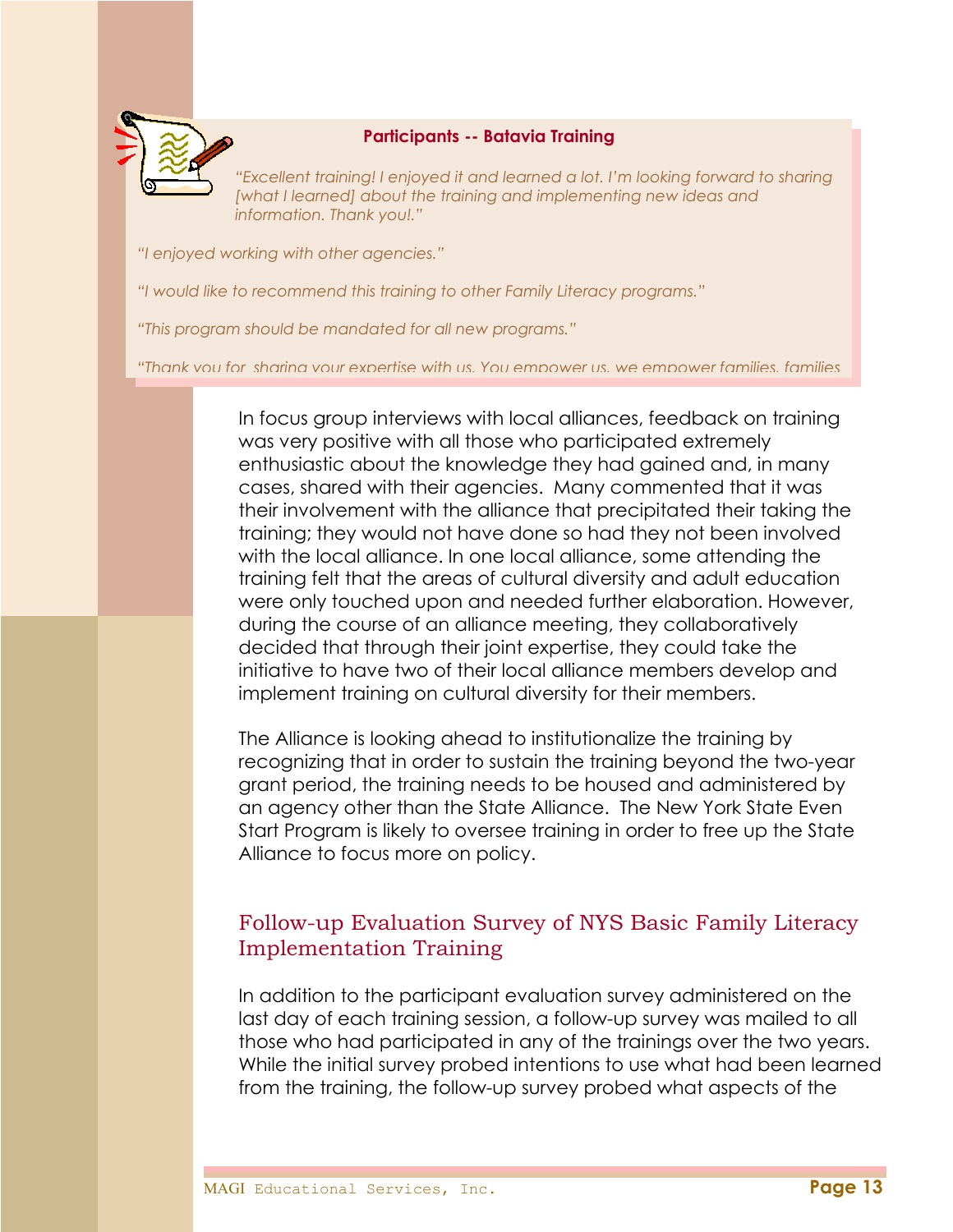**Participants -- Batavia Training**

*"Excellent training! I enjoyed it and learned a lot. I'm looking forward to sharing [what I learned] about the training and implementing new ideas and information. Thank you!."*

*"I enjoyed working with other agencies."*

*"I would like to recommend this training to other Family Literacy programs."*

*"This program should be mandated for all new programs."*

*"Thank you for sharing your expertise with us. You empower us, we empower families, families*

In focus group interviews with local alliances, feedback on training was very positive with all those who participated extremely enthusiastic about the knowledge they had gained and, in many cases, shared with their agencies. Many commented that it was their involvement with the alliance that precipitated their taking the training; they would not have done so had they not been involved with the local alliance. In one local alliance, some attending the training felt that the areas of cultural diversity and adult education were only touched upon and needed further elaboration. However, during the course of an alliance meeting, they collaboratively decided that through their joint expertise, they could take the initiative to have two of their local alliance members develop and implement training on cultural diversity for their members.

The Alliance is looking ahead to institutionalize the training by recognizing that in order to sustain the training beyond the two-year grant period, the training needs to be housed and administered by an agency other than the State Alliance. The New York State Even Start Program is likely to oversee training in order to free up the State Alliance to focus more on policy.

## Follow-up Evaluation Survey of NYS Basic Family Literacy Implementation Training

In addition to the participant evaluation survey administered on the last day of each training session, a follow-up survey was mailed to all those who had participated in any of the trainings over the two years. While the initial survey probed intentions to use what had been learned from the training, the follow-up survey probed what aspects of the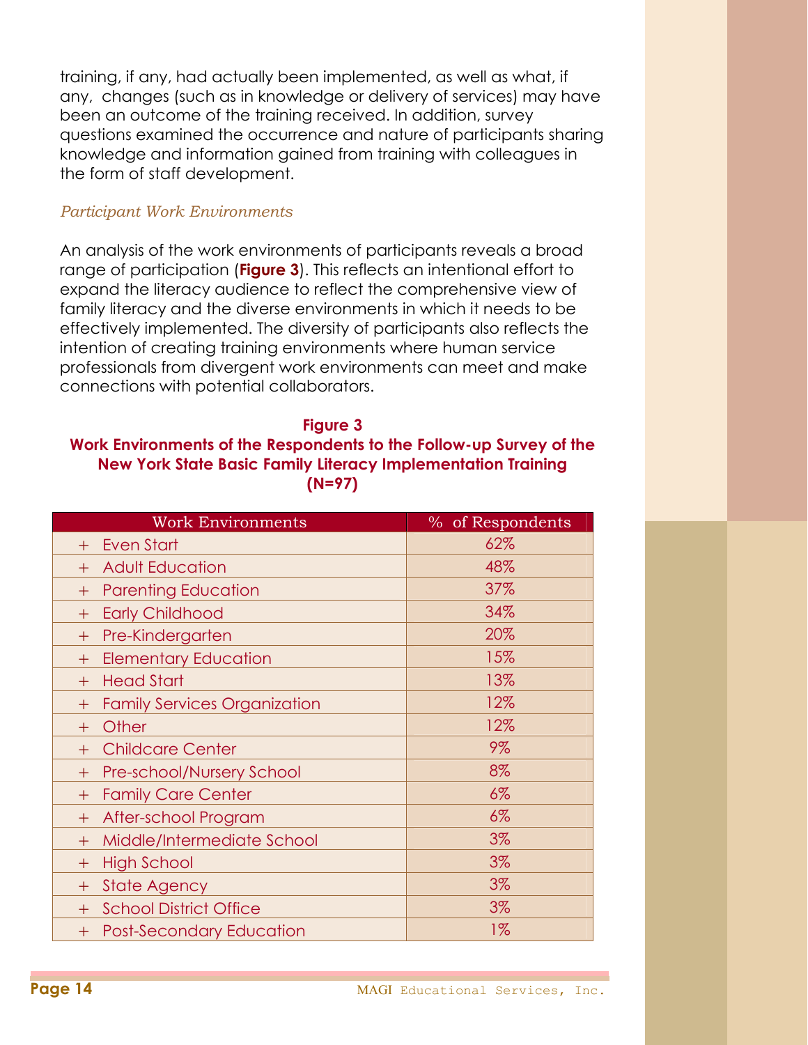training, if any, had actually been implemented, as well as what, if any, changes (such as in knowledge or delivery of services) may have been an outcome of the training received. In addition, survey questions examined the occurrence and nature of participants sharing knowledge and information gained from training with colleagues in the form of staff development.

### *Participant Work Environments*

An analysis of the work environments of participants reveals a broad range of participation (**Figure 3**). This reflects an intentional effort to expand the literacy audience to reflect the comprehensive view of family literacy and the diverse environments in which it needs to be effectively implemented. The diversity of participants also reflects the intention of creating training environments where human service professionals from divergent work environments can meet and make connections with potential collaborators.

**Figure 3**
**Work Environments of the Respondents to the Follow-up Survey of the New York State Basic Family Literacy Implementation Training (N=97)**

| Work Environments | % of Respondents |
|---|---|
| + Even Start | 62% |
| + Adult Education | 48% |
| + Parenting Education | 37% |
| + Early Childhood | 34% |
| + Pre-Kindergarten | 20% |
| + Elementary Education | 15% |
| + Head Start | 13% |
| + Family Services Organization | 12% |
| + Other | 12% |
| + Childcare Center | 9% |
| + Pre-school/Nursery School | 8% |
| + Family Care Center | 6% |
| + After-school Program | 6% |
| + Middle/Intermediate School | 3% |
| + High School | 3% |
| + State Agency | 3% |
| + School District Office | 3% |
| + Post-Secondary Education | 1% |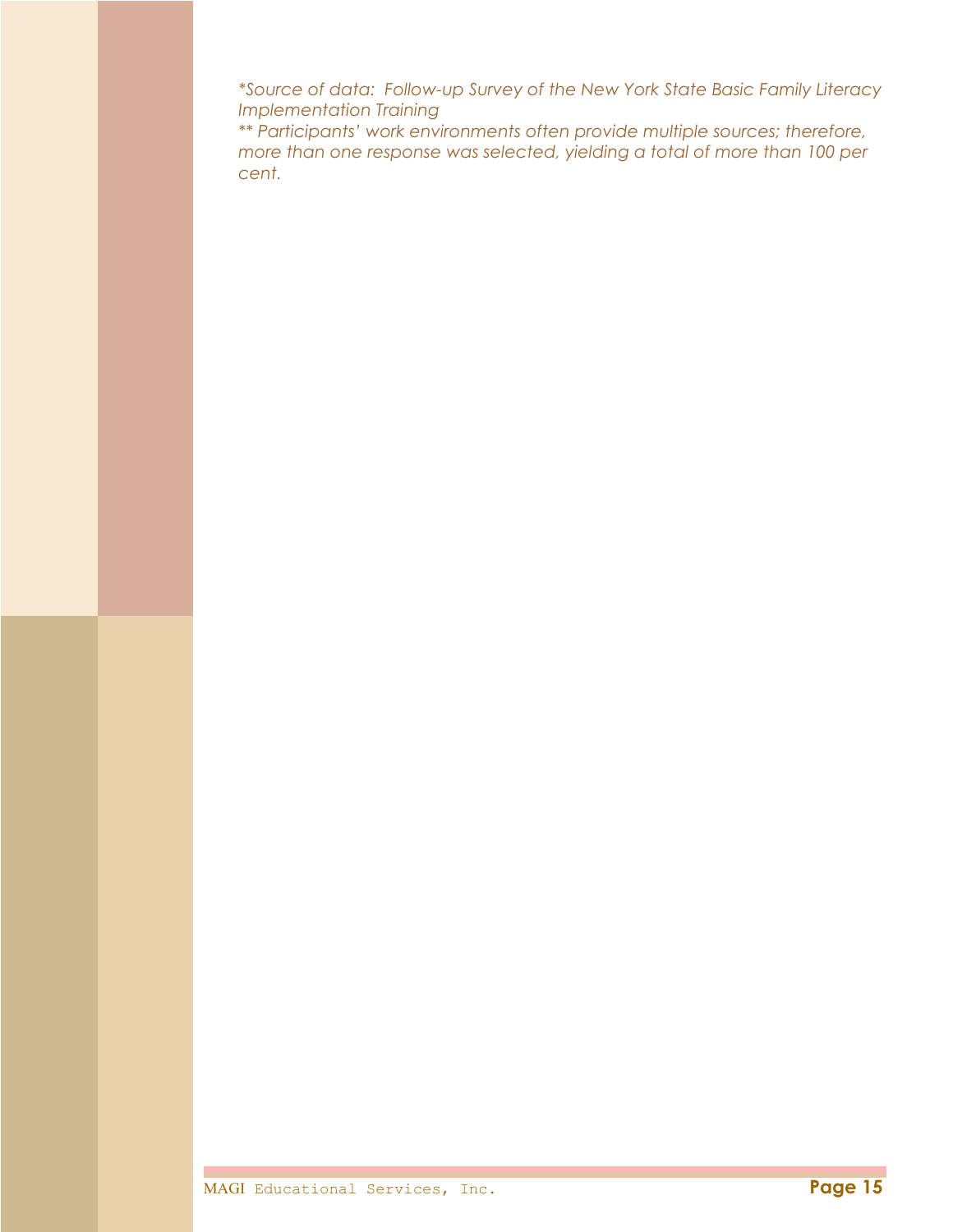*\*Source of data:  Follow-up Survey of the New York State Basic Family Literacy Implementation Training*

*\*\* Participants' work environments often provide multiple sources; therefore, more than one response was selected, yielding a total of more than 100 per cent.*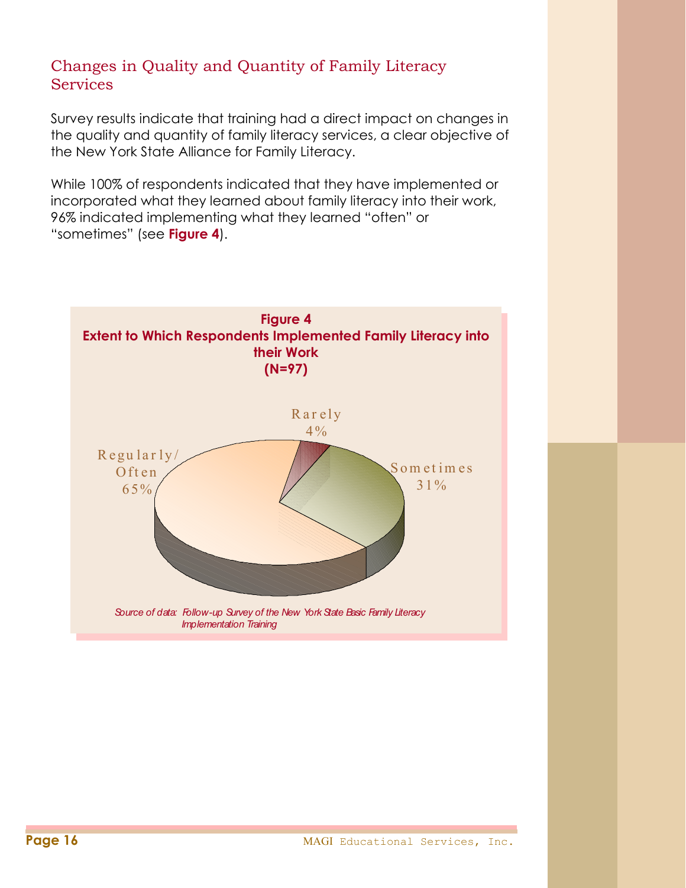## Changes in Quality and Quantity of Family Literacy Services

Survey results indicate that training had a direct impact on changes in the quality and quantity of family literacy services, a clear objective of the New York State Alliance for Family Literacy.

While 100% of respondents indicated that they have implemented or incorporated what they learned about family literacy into their work, 96% indicated implementing what they learned "often" or "sometimes" (see **Figure 4**).

**Figure 4**
**Extent to Which Respondents Implemented Family Literacy into their Work**
**(N=97)**

| Response | Percent |
|---|---|
| Regularly/Often | 65% |
| Sometimes | 31% |
| Rarely | 4% |

*Source of data: Follow-up Survey of the New York State Basic Family Literacy Implementation Training*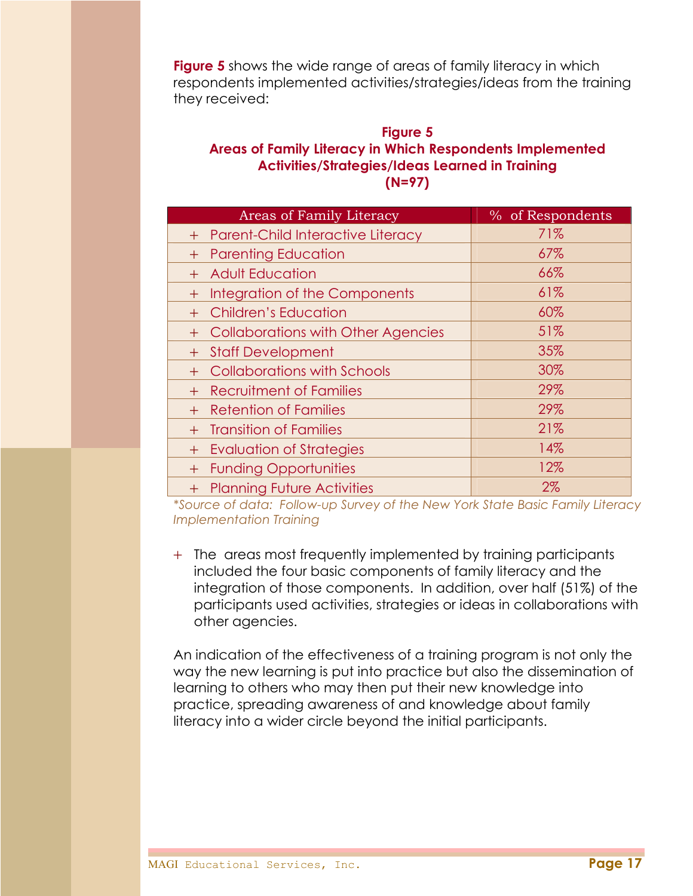**Figure 5** shows the wide range of areas of family literacy in which respondents implemented activities/strategies/ideas from the training they received:

**Figure 5**
**Areas of Family Literacy in Which Respondents Implemented Activities/Strategies/Ideas Learned in Training**
**(N=97)**

| Areas of Family Literacy | % of Respondents |
|---|---|
| + Parent-Child Interactive Literacy | 71% |
| + Parenting Education | 67% |
| + Adult Education | 66% |
| + Integration of the Components | 61% |
| + Children's Education | 60% |
| + Collaborations with Other Agencies | 51% |
| + Staff Development | 35% |
| + Collaborations with Schools | 30% |
| + Recruitment of Families | 29% |
| + Retention of Families | 29% |
| + Transition of Families | 21% |
| + Evaluation of Strategies | 14% |
| + Funding Opportunities | 12% |
| + Planning Future Activities | 2% |

*\*Source of data: Follow-up Survey of the New York State Basic Family Literacy Implementation Training*

+ The areas most frequently implemented by training participants included the four basic components of family literacy and the integration of those components. In addition, over half (51%) of the participants used activities, strategies or ideas in collaborations with other agencies.

An indication of the effectiveness of a training program is not only the way the new learning is put into practice but also the dissemination of learning to others who may then put their new knowledge into practice, spreading awareness of and knowledge about family literacy into a wider circle beyond the initial participants.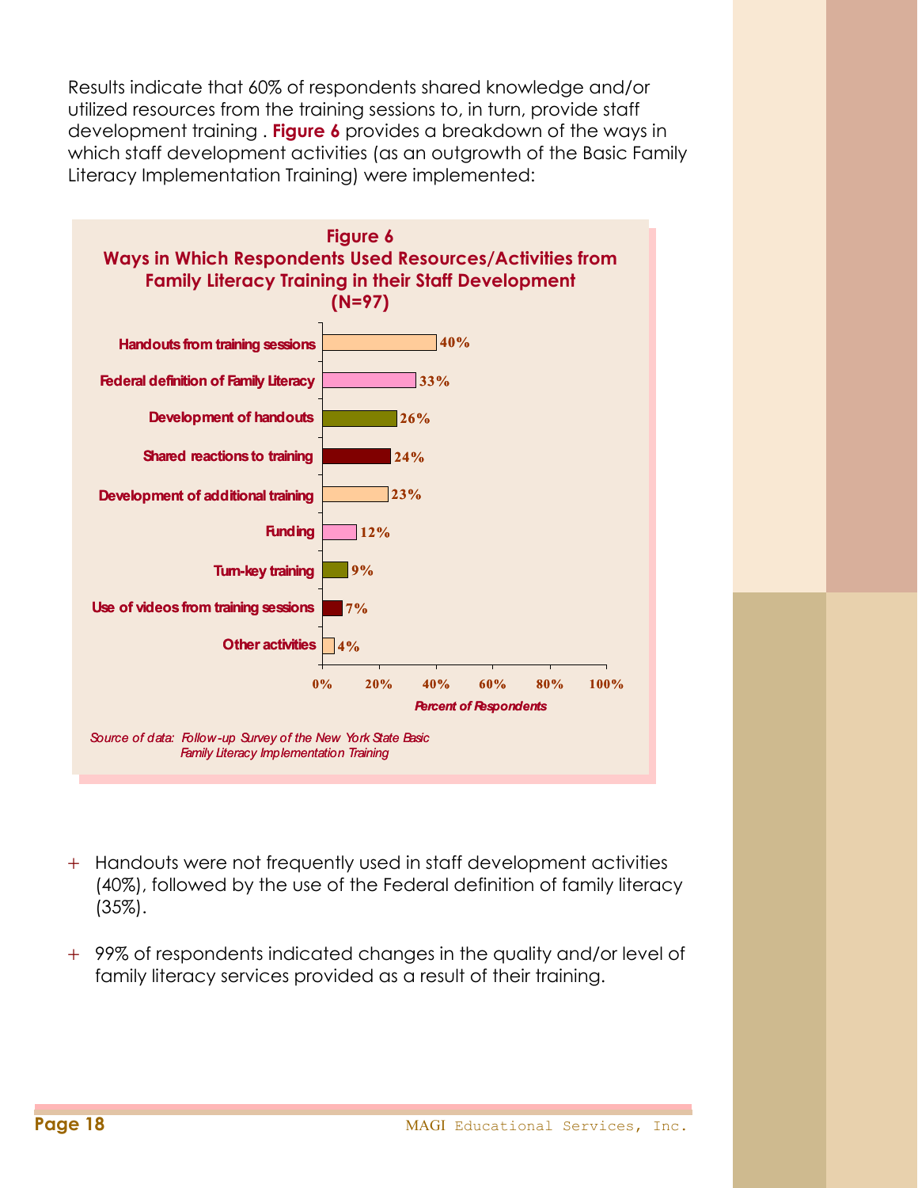Results indicate that 60% of respondents shared knowledge and/or utilized resources from the training sessions to, in turn, provide staff development training . **Figure 6** provides a breakdown of the ways in which staff development activities (as an outgrowth of the Basic Family Literacy Implementation Training) were implemented:

**Figure 6**
**Ways in Which Respondents Used Resources/Activities from Family Literacy Training in their Staff Development**
**(N=97)**

| Activity | Percent of Respondents |
| --- | --- |
| Handouts from training sessions | 40% |
| Federal definition of Family Literacy | 33% |
| Development of handouts | 26% |
| Shared reactions to training | 24% |
| Development of additional training | 23% |
| Funding | 12% |
| Turn-key training | 9% |
| Use of videos from training sessions | 7% |
| Other activities | 4% |

*Source of data: Follow-up Survey of the New York State Basic Family Literacy Implementation Training*

- Handouts were not frequently used in staff development activities (40%), followed by the use of the Federal definition of family literacy (35%).

- 99% of respondents indicated changes in the quality and/or level of family literacy services provided as a result of their training.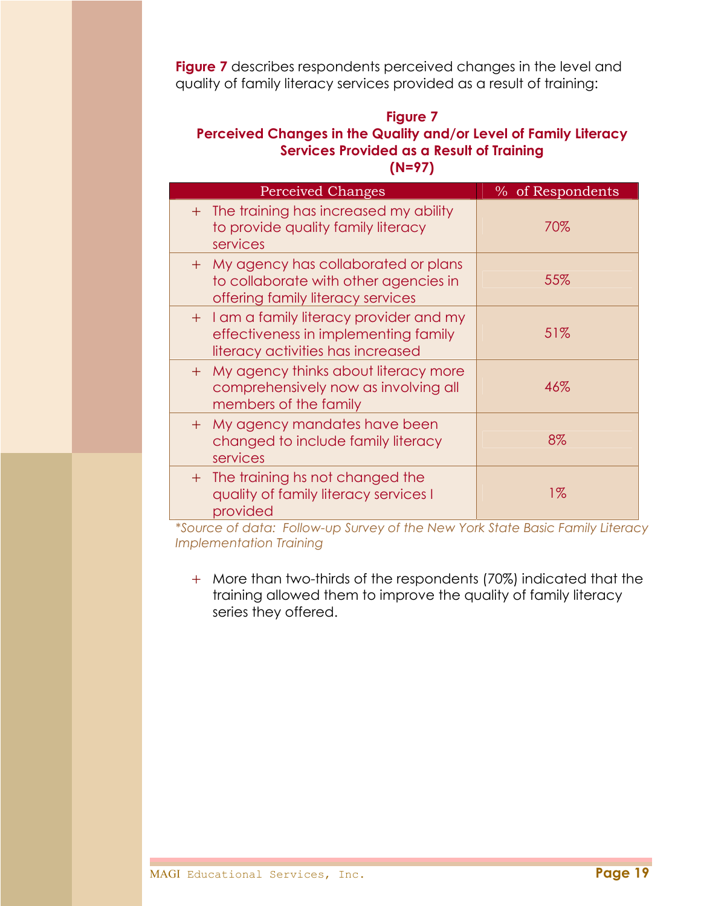**Figure 7** describes respondents perceived changes in the level and quality of family literacy services provided as a result of training:

**Figure 7**
**Perceived Changes in the Quality and/or Level of Family Literacy Services Provided as a Result of Training**
**(N=97)**

| Perceived Changes | % of Respondents |
|---|---|
| + The training has increased my ability to provide quality family literacy services | 70% |
| + My agency has collaborated or plans to collaborate with other agencies in offering family literacy services | 55% |
| + I am a family literacy provider and my effectiveness in implementing family literacy activities has increased | 51% |
| + My agency thinks about literacy more comprehensively now as involving all members of the family | 46% |
| + My agency mandates have been changed to include family literacy services | 8% |
| + The training hs not changed the quality of family literacy services I provided | 1% |

*\*Source of data: Follow-up Survey of the New York State Basic Family Literacy Implementation Training*

+ More than two-thirds of the respondents (70%) indicated that the training allowed them to improve the quality of family literacy series they offered.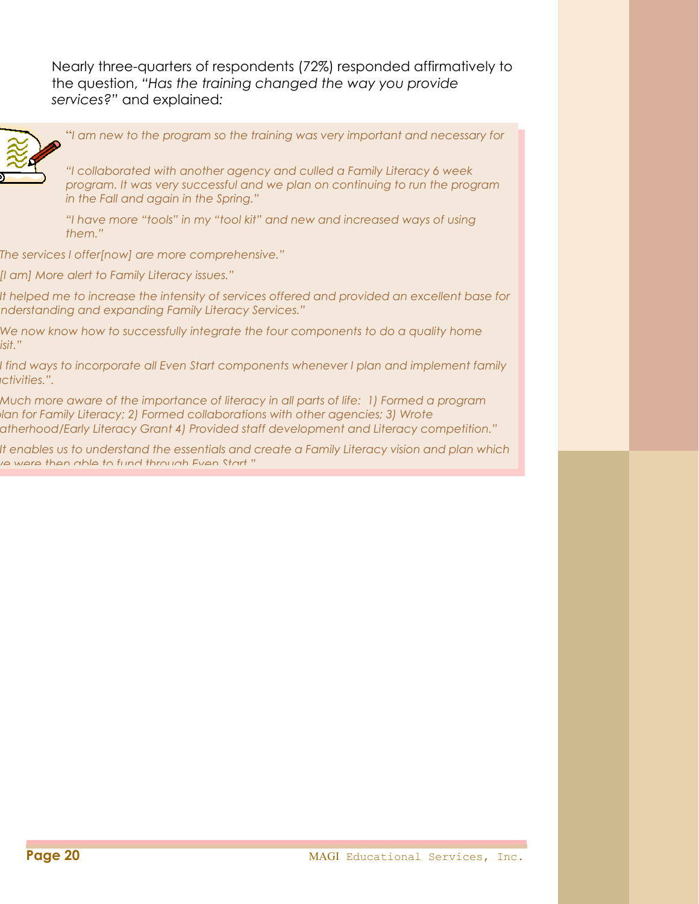Nearly three-quarters of respondents (72%) responded affirmatively to the question, *"Has the training changed the way you provide services?"* and explained:

*"I am new to the program so the training was very important and necessary for*

*"I collaborated with another agency and culled a Family Literacy 6 week program. It was very successful and we plan on continuing to run the program in the Fall and again in the Spring."*

*"I have more "tools" in my "tool kit" and new and increased ways of using them."*

*The services I offer[now] are more comprehensive."*

*[I am] More alert to Family Literacy issues."*

*It helped me to increase the intensity of services offered and provided an excellent base for nderstanding and expanding Family Literacy Services."*

*We now know how to successfully integrate the four components to do a quality home isit."*

*I find ways to incorporate all Even Start components whenever I plan and implement family ctivities.".*

*Much more aware of the importance of literacy in all parts of life: 1) Formed a program lan for Family Literacy; 2) Formed collaborations with other agencies; 3) Wrote atherhood/Early Literacy Grant 4) Provided staff development and Literacy competition."*

*It enables us to understand the essentials and create a Family Literacy vision and plan which ve were then able to fund through Even Start."*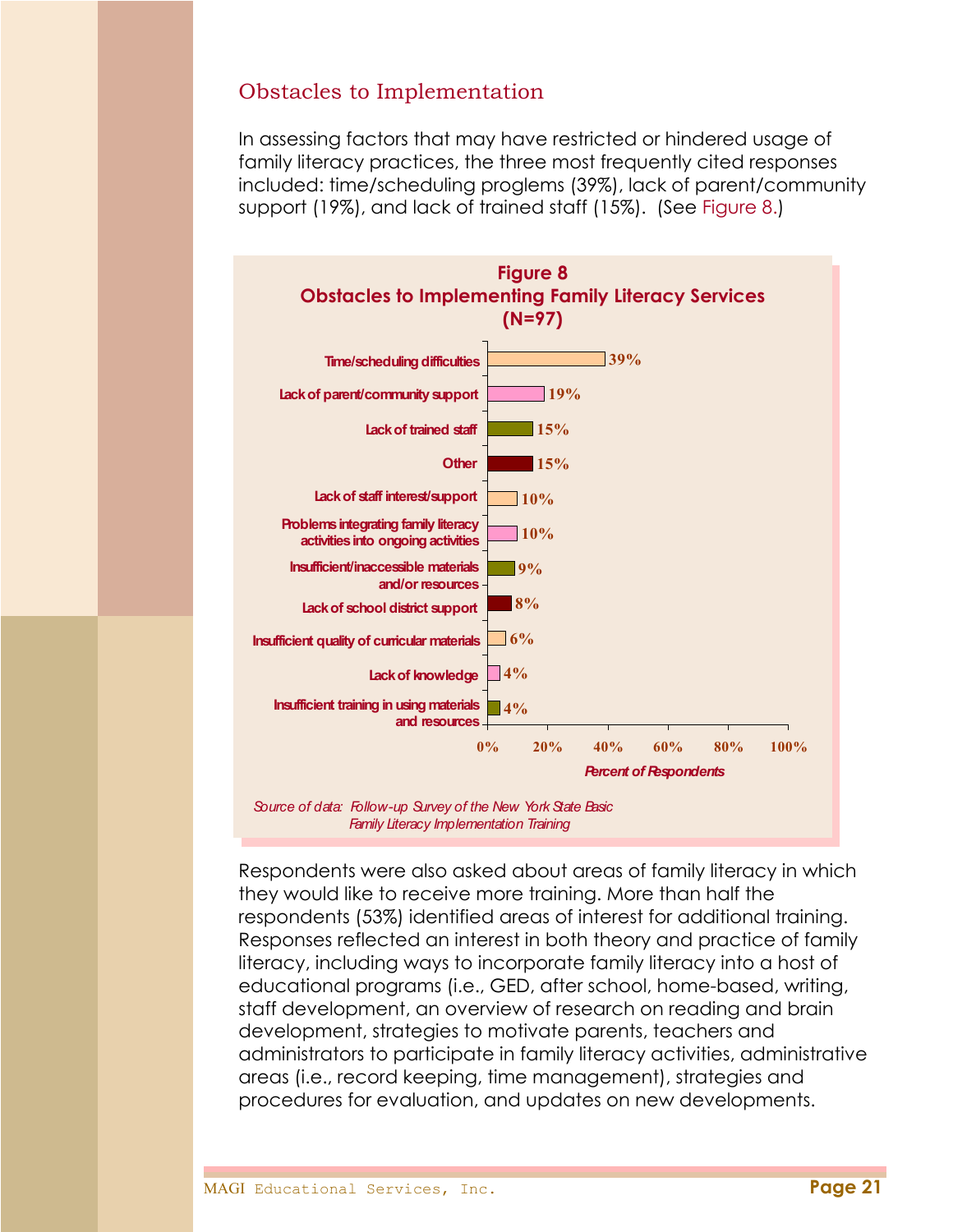## Obstacles to Implementation

In assessing factors that may have restricted or hindered usage of family literacy practices, the three most frequently cited responses included: time/scheduling proglems (39%), lack of parent/community support (19%), and lack of trained staff (15%). (See Figure 8.)

**Figure 8**
**Obstacles to Implementing Family Literacy Services**
**(N=97)**

| Obstacle | Percent of Respondents |
| --- | --- |
| Time/scheduling difficulties | 39% |
| Lack of parent/community support | 19% |
| Lack of trained staff | 15% |
| Other | 15% |
| Lack of staff interest/support | 10% |
| Problems integrating family literacy activities into ongoing activities | 10% |
| Insufficient/inaccessible materials and/or resources | 9% |
| Lack of school district support | 8% |
| Insufficient quality of curricular materials | 6% |
| Lack of knowledge | 4% |
| Insufficient training in using materials and resources | 4% |

*Source of data: Follow-up Survey of the New York State Basic Family Literacy Implementation Training*

Respondents were also asked about areas of family literacy in which they would like to receive more training. More than half the respondents (53%) identified areas of interest for additional training. Responses reflected an interest in both theory and practice of family literacy, including ways to incorporate family literacy into a host of educational programs (i.e., GED, after school, home-based, writing, staff development, an overview of research on reading and brain development, strategies to motivate parents, teachers and administrators to participate in family literacy activities, administrative areas (i.e., record keeping, time management), strategies and procedures for evaluation, and updates on new developments.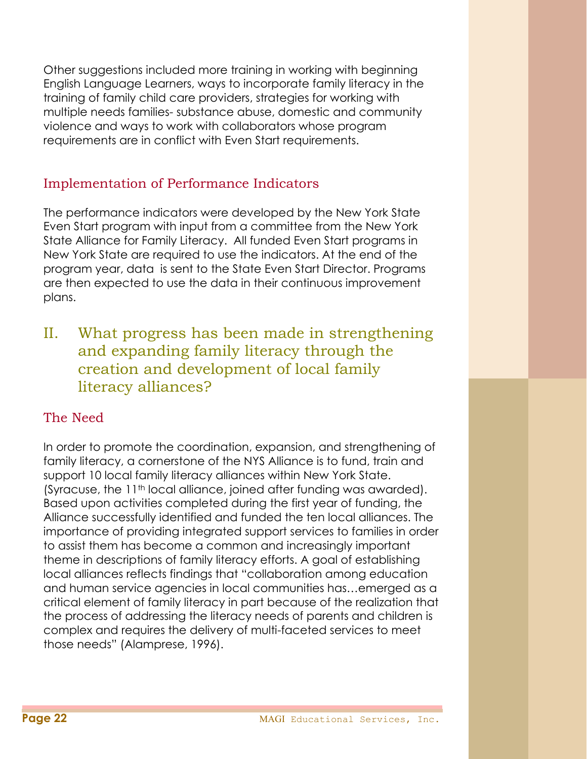Other suggestions included more training in working with beginning English Language Learners, ways to incorporate family literacy in the training of family child care providers, strategies for working with multiple needs families- substance abuse, domestic and community violence and ways to work with collaborators whose program requirements are in conflict with Even Start requirements.

### Implementation of Performance Indicators

The performance indicators were developed by the New York State Even Start program with input from a committee from the New York State Alliance for Family Literacy. All funded Even Start programs in New York State are required to use the indicators. At the end of the program year, data is sent to the State Even Start Director. Programs are then expected to use the data in their continuous improvement plans.

## II. What progress has been made in strengthening and expanding family literacy through the creation and development of local family literacy alliances?

### The Need

In order to promote the coordination, expansion, and strengthening of family literacy, a cornerstone of the NYS Alliance is to fund, train and support 10 local family literacy alliances within New York State. (Syracuse, the 11th local alliance, joined after funding was awarded). Based upon activities completed during the first year of funding, the Alliance successfully identified and funded the ten local alliances. The importance of providing integrated support services to families in order to assist them has become a common and increasingly important theme in descriptions of family literacy efforts. A goal of establishing local alliances reflects findings that "collaboration among education and human service agencies in local communities has…emerged as a critical element of family literacy in part because of the realization that the process of addressing the literacy needs of parents and children is complex and requires the delivery of multi-faceted services to meet those needs" (Alamprese, 1996).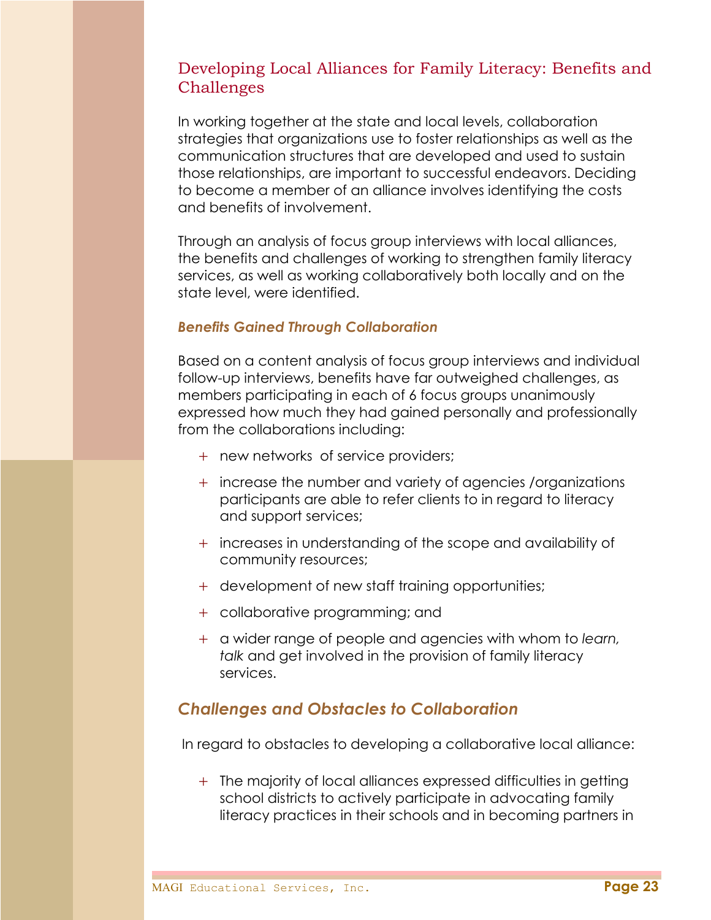## Developing Local Alliances for Family Literacy: Benefits and Challenges

In working together at the state and local levels, collaboration strategies that organizations use to foster relationships as well as the communication structures that are developed and used to sustain those relationships, are important to successful endeavors. Deciding to become a member of an alliance involves identifying the costs and benefits of involvement.

Through an analysis of focus group interviews with local alliances, the benefits and challenges of working to strengthen family literacy services, as well as working collaboratively both locally and on the state level, were identified.

#### *Benefits Gained Through Collaboration*

Based on a content analysis of focus group interviews and individual follow-up interviews, benefits have far outweighed challenges, as members participating in each of 6 focus groups unanimously expressed how much they had gained personally and professionally from the collaborations including:

- new networks of service providers;
- increase the number and variety of agencies /organizations participants are able to refer clients to in regard to literacy and support services;
- increases in understanding of the scope and availability of community resources;
- development of new staff training opportunities;
- collaborative programming; and
- a wider range of people and agencies with whom to *learn, talk* and get involved in the provision of family literacy services.

### *Challenges and Obstacles to Collaboration*

In regard to obstacles to developing a collaborative local alliance:

- The majority of local alliances expressed difficulties in getting school districts to actively participate in advocating family literacy practices in their schools and in becoming partners in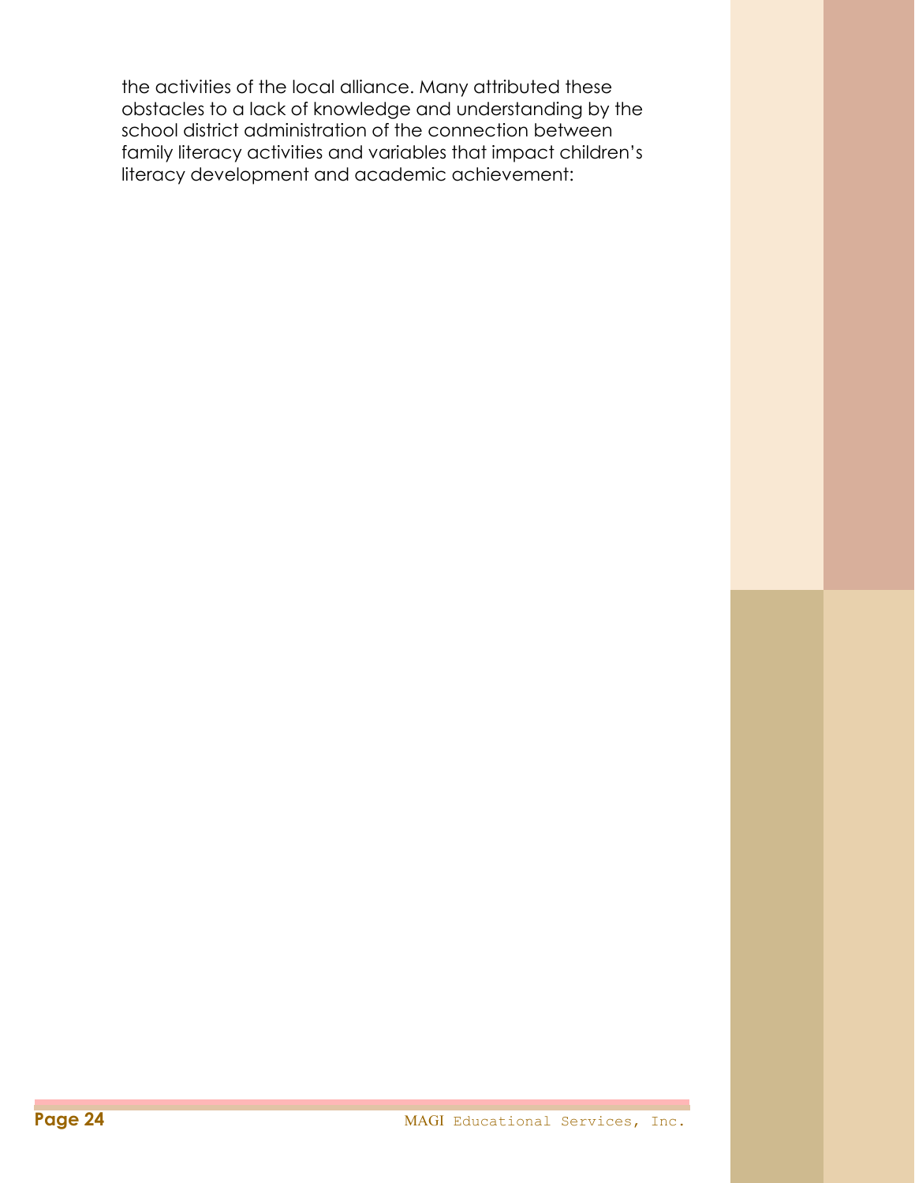the activities of the local alliance. Many attributed these obstacles to a lack of knowledge and understanding by the school district administration of the connection between family literacy activities and variables that impact children's literacy development and academic achievement: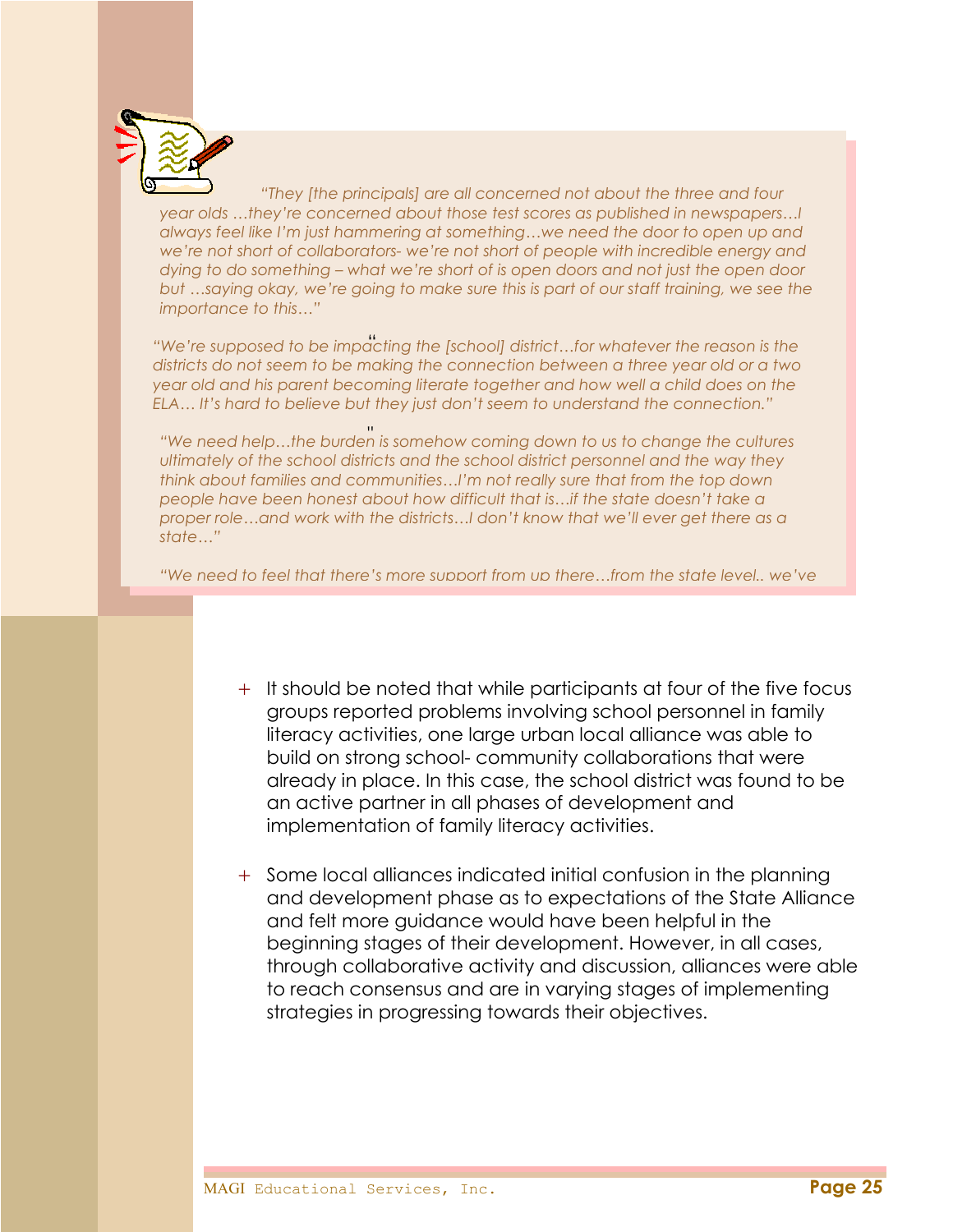*"They [the principals] are all concerned not about the three and four year olds …they're concerned about those test scores as published in newspapers…I always feel like I'm just hammering at something…we need the door to open up and we're not short of collaborators- we're not short of people with incredible energy and dying to do something – what we're short of is open doors and not just the open door but …saying okay, we're going to make sure this is part of our staff training, we see the importance to this…"*

*"We're supposed to be impacting the [school] district…for whatever the reason is the districts do not seem to be making the connection between a three year old or a two year old and his parent becoming literate together and how well a child does on the ELA… It's hard to believe but they just don't seem to understand the connection."*

*"We need help…the burden is somehow coming down to us to change the cultures ultimately of the school districts and the school district personnel and the way they think about families and communities…I'm not really sure that from the top down people have been honest about how difficult that is…if the state doesn't take a proper role…and work with the districts…I don't know that we'll ever get there as a state…"*

*"We need to feel that there's more support from up there…from the state level.. we've*

- It should be noted that while participants at four of the five focus groups reported problems involving school personnel in family literacy activities, one large urban local alliance was able to build on strong school- community collaborations that were already in place. In this case, the school district was found to be an active partner in all phases of development and implementation of family literacy activities.

- Some local alliances indicated initial confusion in the planning and development phase as to expectations of the State Alliance and felt more guidance would have been helpful in the beginning stages of their development. However, in all cases, through collaborative activity and discussion, alliances were able to reach consensus and are in varying stages of implementing strategies in progressing towards their objectives.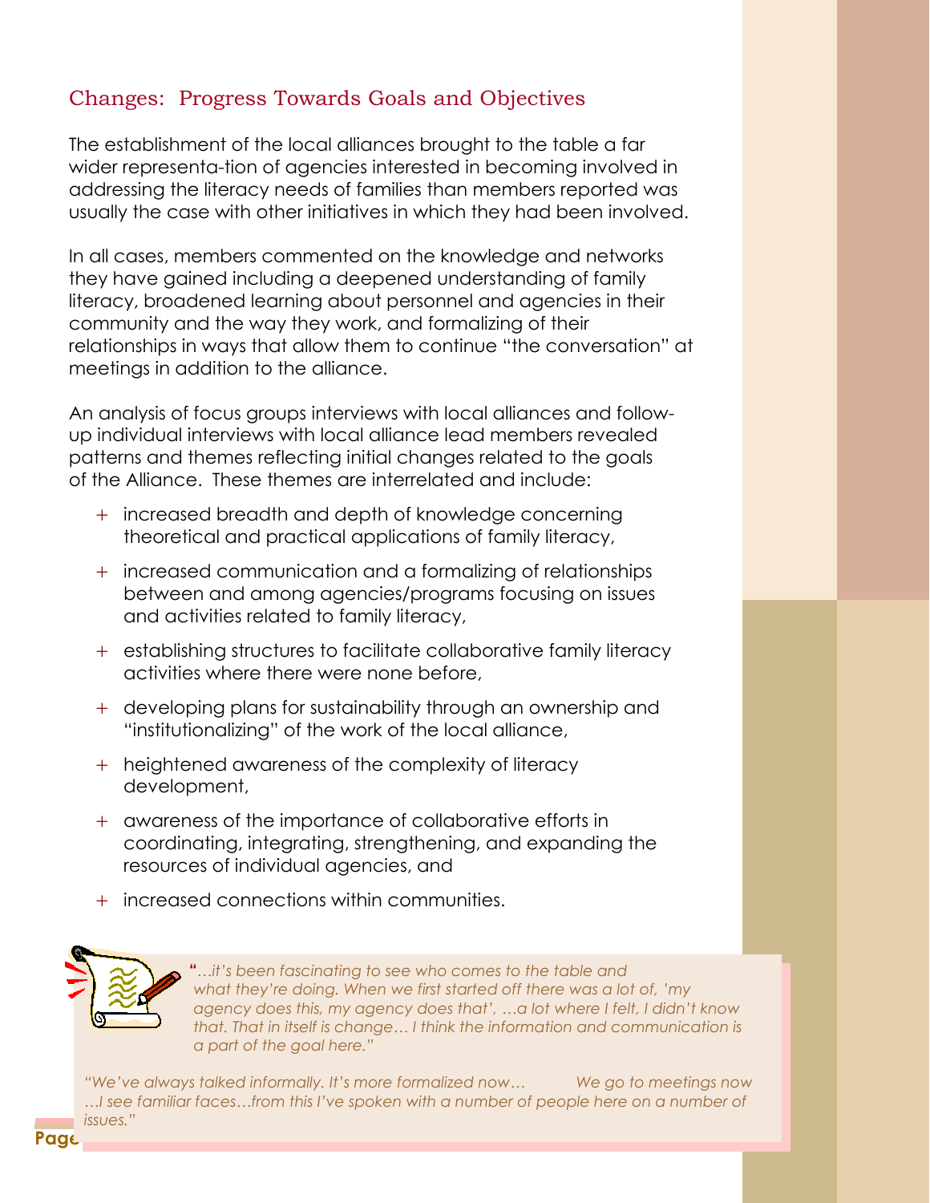## Changes: Progress Towards Goals and Objectives

The establishment of the local alliances brought to the table a far wider representa-tion of agencies interested in becoming involved in addressing the literacy needs of families than members reported was usually the case with other initiatives in which they had been involved.

In all cases, members commented on the knowledge and networks they have gained including a deepened understanding of family literacy, broadened learning about personnel and agencies in their community and the way they work, and formalizing of their relationships in ways that allow them to continue "the conversation" at meetings in addition to the alliance.

An analysis of focus groups interviews with local alliances and follow-up individual interviews with local alliance lead members revealed patterns and themes reflecting initial changes related to the goals of the Alliance. These themes are interrelated and include:

+ increased breadth and depth of knowledge concerning theoretical and practical applications of family literacy,
+ increased communication and a formalizing of relationships between and among agencies/programs focusing on issues and activities related to family literacy,
+ establishing structures to facilitate collaborative family literacy activities where there were none before,
+ developing plans for sustainability through an ownership and "institutionalizing" of the work of the local alliance,
+ heightened awareness of the complexity of literacy development,
+ awareness of the importance of collaborative efforts in coordinating, integrating, strengthening, and expanding the resources of individual agencies, and
+ increased connections within communities.

*"…it's been fascinating to see who comes to the table and what they're doing. When we first started off there was a lot of, 'my agency does this, my agency does that', …a lot where I felt, I didn't know that. That in itself is change… I think the information and communication is a part of the goal here."*

*"We've always talked informally. It's more formalized now… We go to meetings now …I see familiar faces…from this I've spoken with a number of people here on a number of issues."*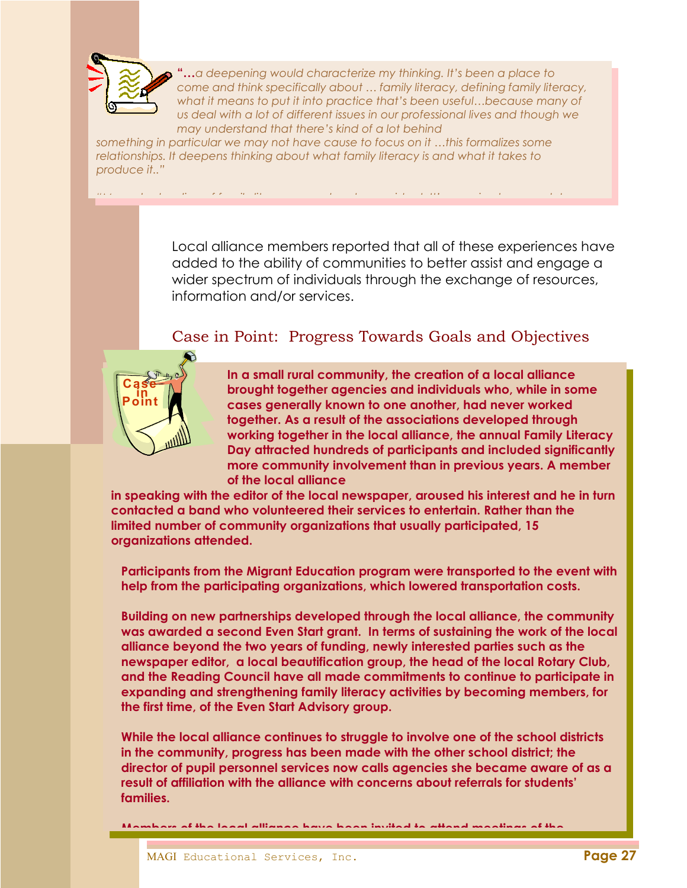*"…a deepening would characterize my thinking. It's been a place to come and think specifically about … family literacy, defining family literacy, what it means to put it into practice that's been useful…because many of us deal with a lot of different issues in our professional lives and though we may understand that there's kind of a lot behind something in particular we may not have cause to focus on it …this formalizes some relationships. It deepens thinking about what family literacy is and what it takes to produce it.."*

Local alliance members reported that all of these experiences have added to the ability of communities to better assist and engage a wider spectrum of individuals through the exchange of resources, information and/or services.

## Case in Point: Progress Towards Goals and Objectives

**In a small rural community, the creation of a local alliance brought together agencies and individuals who, while in some cases generally known to one another, had never worked together. As a result of the associations developed through working together in the local alliance, the annual Family Literacy Day attracted hundreds of participants and included significantly more community involvement than in previous years. A member of the local alliance in speaking with the editor of the local newspaper, aroused his interest and he in turn contacted a band who volunteered their services to entertain. Rather than the limited number of community organizations that usually participated, 15 organizations attended.**

**Participants from the Migrant Education program were transported to the event with help from the participating organizations, which lowered transportation costs.**

**Building on new partnerships developed through the local alliance, the community was awarded a second Even Start grant. In terms of sustaining the work of the local alliance beyond the two years of funding, newly interested parties such as the newspaper editor, a local beautification group, the head of the local Rotary Club, and the Reading Council have all made commitments to continue to participate in expanding and strengthening family literacy activities by becoming members, for the first time, of the Even Start Advisory group.**

**While the local alliance continues to struggle to involve one of the school districts in the community, progress has been made with the other school district; the director of pupil personnel services now calls agencies she became aware of as a result of affiliation with the alliance with concerns about referrals for students' families.**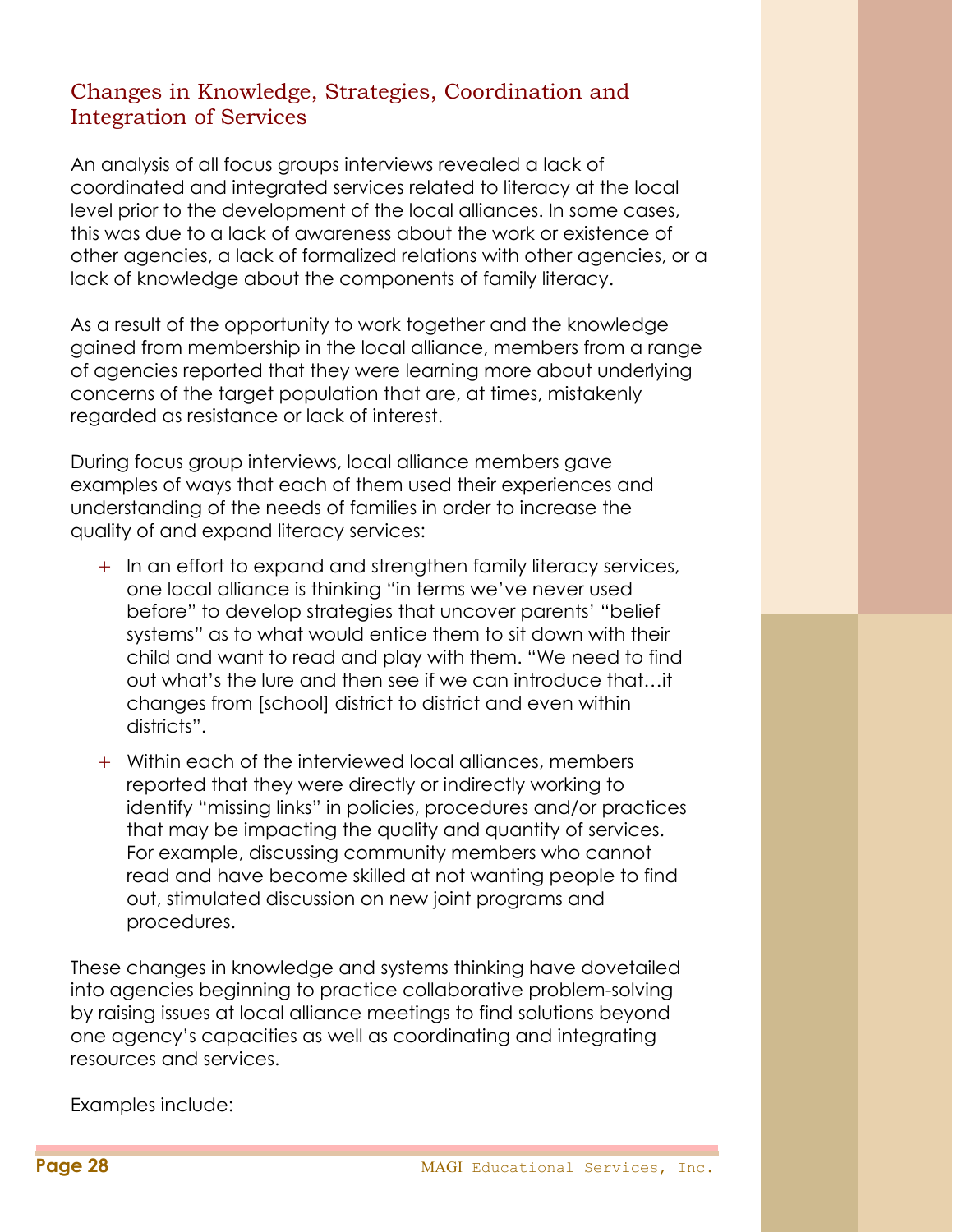## Changes in Knowledge, Strategies, Coordination and Integration of Services

An analysis of all focus groups interviews revealed a lack of coordinated and integrated services related to literacy at the local level prior to the development of the local alliances. In some cases, this was due to a lack of awareness about the work or existence of other agencies, a lack of formalized relations with other agencies, or a lack of knowledge about the components of family literacy.

As a result of the opportunity to work together and the knowledge gained from membership in the local alliance, members from a range of agencies reported that they were learning more about underlying concerns of the target population that are, at times, mistakenly regarded as resistance or lack of interest.

During focus group interviews, local alliance members gave examples of ways that each of them used their experiences and understanding of the needs of families in order to increase the quality of and expand literacy services:

- In an effort to expand and strengthen family literacy services, one local alliance is thinking "in terms we've never used before" to develop strategies that uncover parents' "belief systems" as to what would entice them to sit down with their child and want to read and play with them. "We need to find out what's the lure and then see if we can introduce that…it changes from [school] district to district and even within districts".
- Within each of the interviewed local alliances, members reported that they were directly or indirectly working to identify "missing links" in policies, procedures and/or practices that may be impacting the quality and quantity of services. For example, discussing community members who cannot read and have become skilled at not wanting people to find out, stimulated discussion on new joint programs and procedures.

These changes in knowledge and systems thinking have dovetailed into agencies beginning to practice collaborative problem-solving by raising issues at local alliance meetings to find solutions beyond one agency's capacities as well as coordinating and integrating resources and services.

Examples include: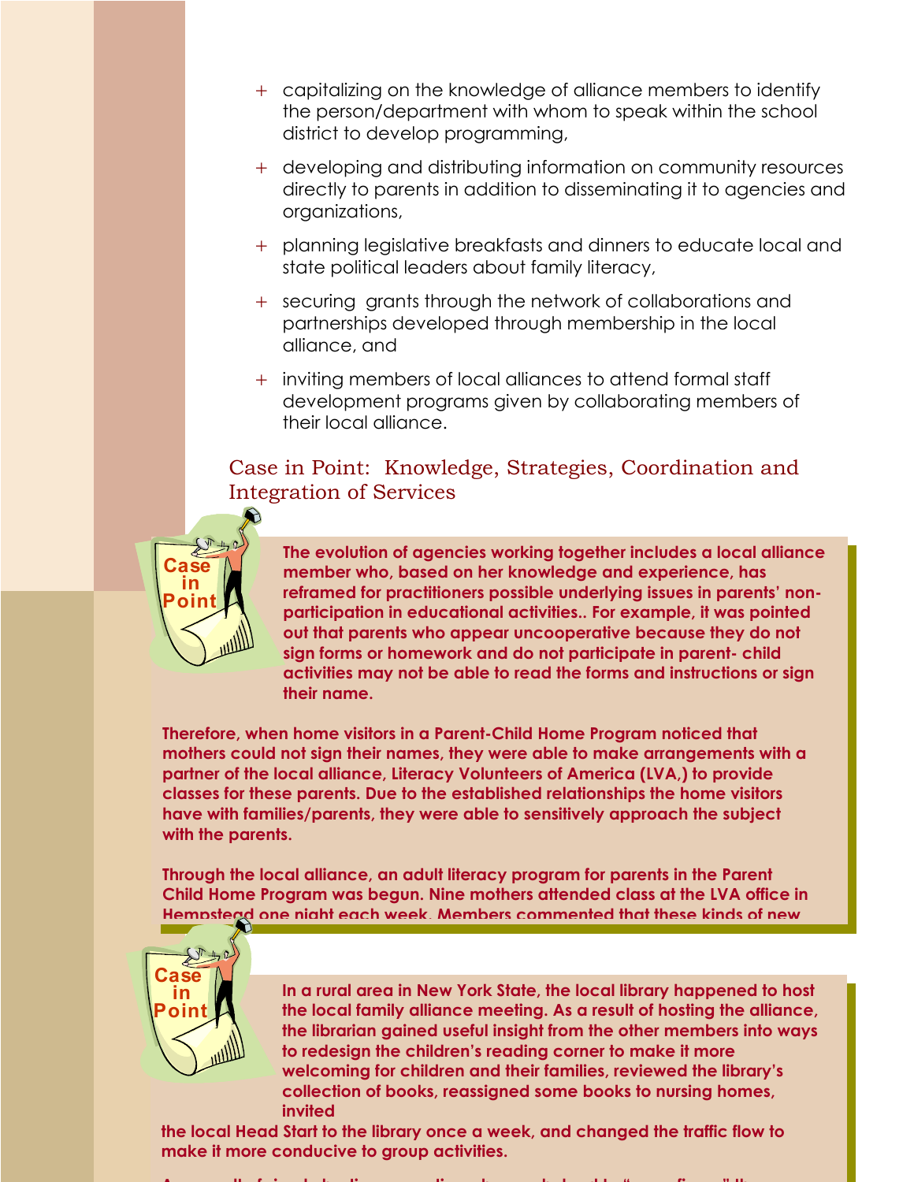+ capitalizing on the knowledge of alliance members to identify the person/department with whom to speak within the school district to develop programming,
+ developing and distributing information on community resources directly to parents in addition to disseminating it to agencies and organizations,
+ planning legislative breakfasts and dinners to educate local and state political leaders about family literacy,
+ securing grants through the network of collaborations and partnerships developed through membership in the local alliance, and
+ inviting members of local alliances to attend formal staff development programs given by collaborating members of their local alliance.

## Case in Point: Knowledge, Strategies, Coordination and Integration of Services

Case in Point

**The evolution of agencies working together includes a local alliance member who, based on her knowledge and experience, has reframed for practitioners possible underlying issues in parents' non-participation in educational activities.. For example, it was pointed out that parents who appear uncooperative because they do not sign forms or homework and do not participate in parent- child activities may not be able to read the forms and instructions or sign their name.**

**Therefore, when home visitors in a Parent-Child Home Program noticed that mothers could not sign their names, they were able to make arrangements with a partner of the local alliance, Literacy Volunteers of America (LVA,) to provide classes for these parents. Due to the established relationships the home visitors have with families/parents, they were able to sensitively approach the subject with the parents.**

**Through the local alliance, an adult literacy program for parents in the Parent Child Home Program was begun. Nine mothers attended class at the LVA office in Hempstead one night each week. Members commented that these kinds of new**

Case in Point

**In a rural area in New York State, the local library happened to host the local family alliance meeting. As a result of hosting the alliance, the librarian gained useful insight from the other members into ways to redesign the children's reading corner to make it more welcoming for children and their families, reviewed the library's collection of books, reassigned some books to nursing homes, invited the local Head Start to the library once a week, and changed the traffic flow to make it more conducive to group activities.**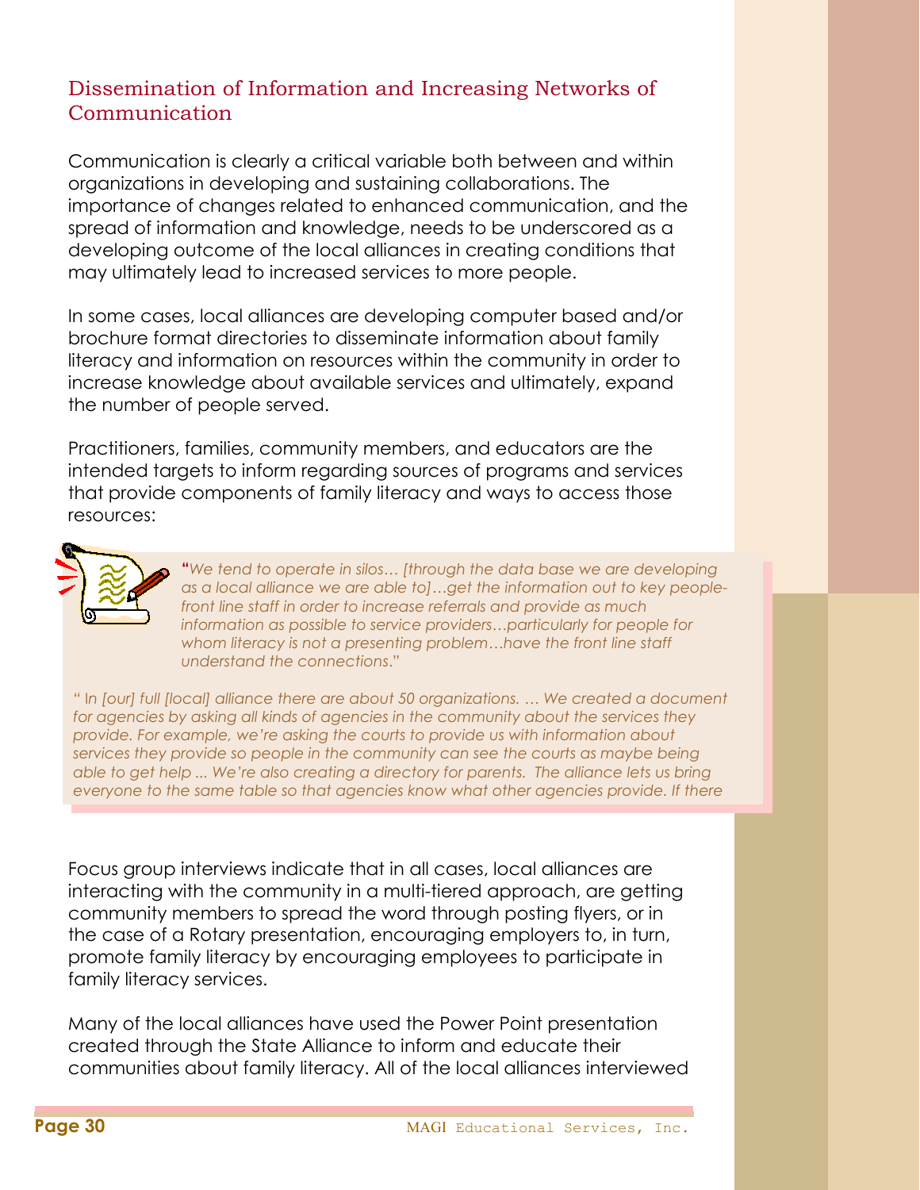## Dissemination of Information and Increasing Networks of Communication

Communication is clearly a critical variable both between and within organizations in developing and sustaining collaborations. The importance of changes related to enhanced communication, and the spread of information and knowledge, needs to be underscored as a developing outcome of the local alliances in creating conditions that may ultimately lead to increased services to more people.

In some cases, local alliances are developing computer based and/or brochure format directories to disseminate information about family literacy and information on resources within the community in order to increase knowledge about available services and ultimately, expand the number of people served.

Practitioners, families, community members, and educators are the intended targets to inform regarding sources of programs and services that provide components of family literacy and ways to access those resources:

> "*We tend to operate in silos… [through the data base we are developing as a local alliance we are able to]…get the information out to key people- front line staff in order to increase referrals and provide as much information as possible to service providers…particularly for people for whom literacy is not a presenting problem…have the front line staff understand the connections.*"
>
> "*In [our] full [local] alliance there are about 50 organizations. … We created a document for agencies by asking all kinds of agencies in the community about the services they provide. For example, we're asking the courts to provide us with information about services they provide so people in the community can see the courts as maybe being able to get help ... We're also creating a directory for parents. The alliance lets us bring everyone to the same table so that agencies know what other agencies provide. If there*

Focus group interviews indicate that in all cases, local alliances are interacting with the community in a multi-tiered approach, are getting community members to spread the word through posting flyers, or in the case of a Rotary presentation, encouraging employers to, in turn, promote family literacy by encouraging employees to participate in family literacy services.

Many of the local alliances have used the Power Point presentation created through the State Alliance to inform and educate their communities about family literacy. All of the local alliances interviewed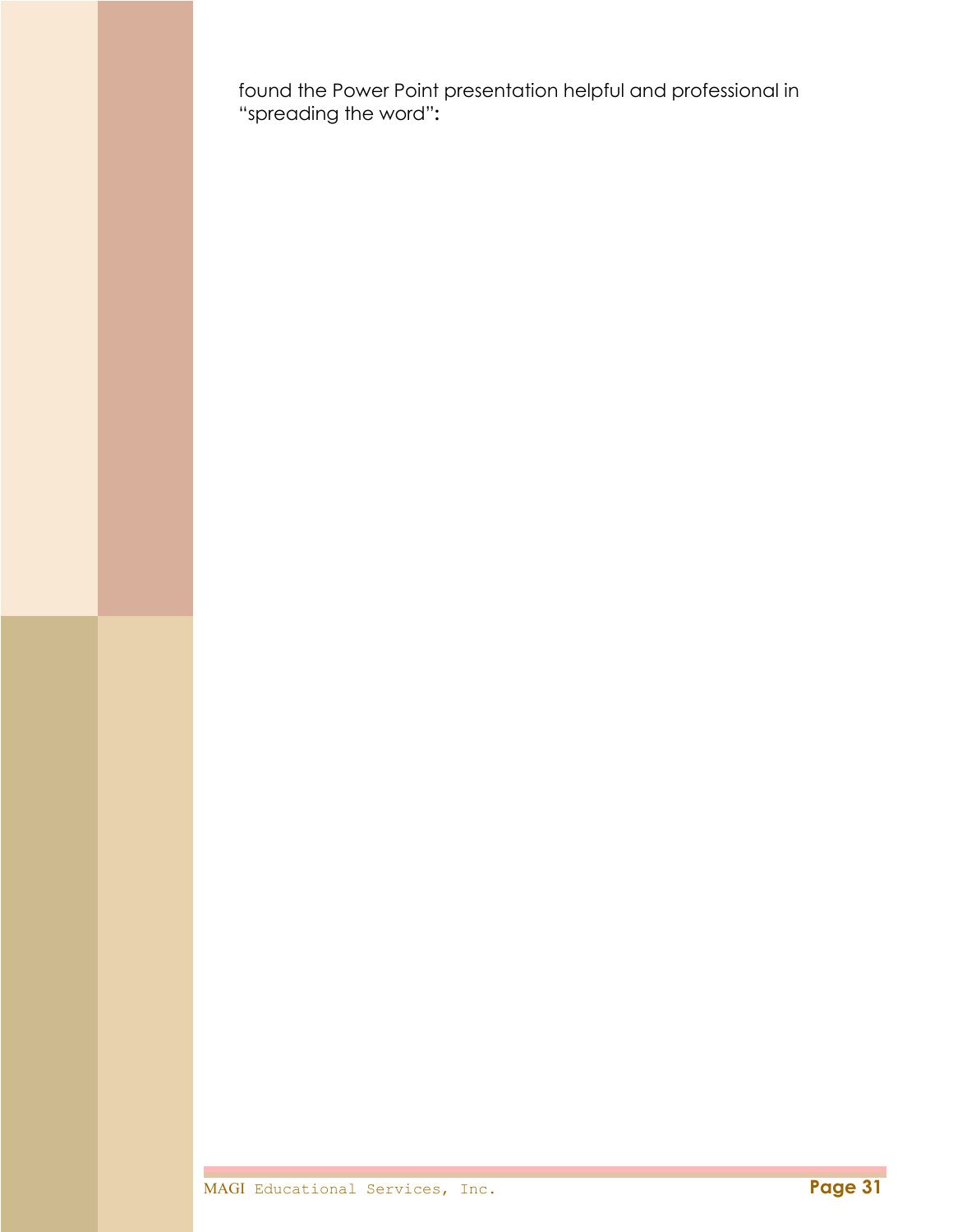found the Power Point presentation helpful and professional in “spreading the word”**:**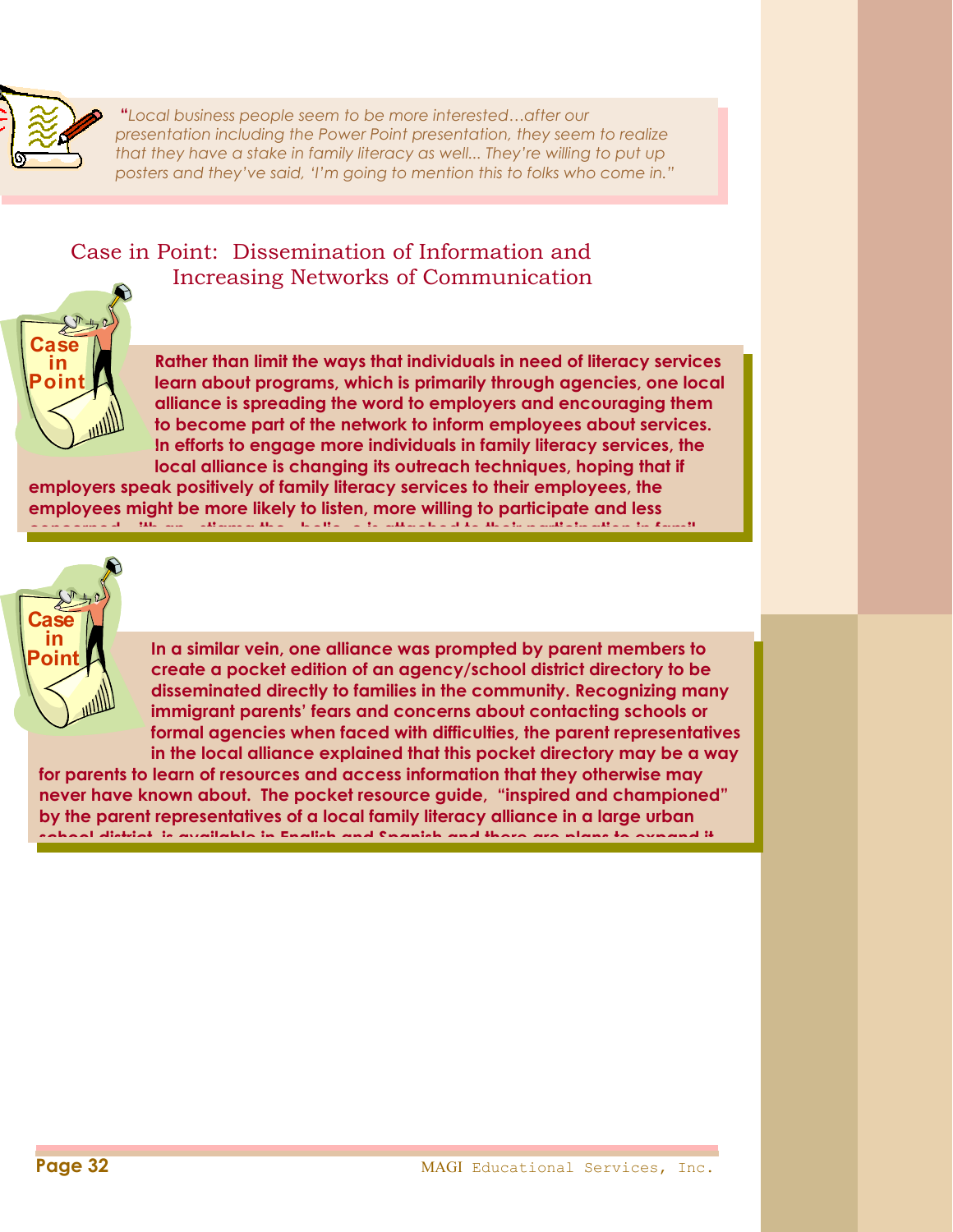*"Local business people seem to be more interested…after our presentation including the Power Point presentation, they seem to realize that they have a stake in family literacy as well... They're willing to put up posters and they've said, 'I'm going to mention this to folks who come in."*

## Case in Point: Dissemination of Information and Increasing Networks of Communication

Case in Point

**Rather than limit the ways that individuals in need of literacy services learn about programs, which is primarily through agencies, one local alliance is spreading the word to employers and encouraging them to become part of the network to inform employees about services. In efforts to engage more individuals in family literacy services, the local alliance is changing its outreach techniques, hoping that if employers speak positively of family literacy services to their employees, the employees might be more likely to listen, more willing to participate and less concerned with any stigma they believe is attached to their participation in famil**

Case in Point

**In a similar vein, one alliance was prompted by parent members to create a pocket edition of an agency/school district directory to be disseminated directly to families in the community. Recognizing many immigrant parents' fears and concerns about contacting schools or formal agencies when faced with difficulties, the parent representatives in the local alliance explained that this pocket directory may be a way for parents to learn of resources and access information that they otherwise may never have known about. The pocket resource guide, "inspired and championed" by the parent representatives of a local family literacy alliance in a large urban school district, is available in English and Spanish and there are plans to expand it**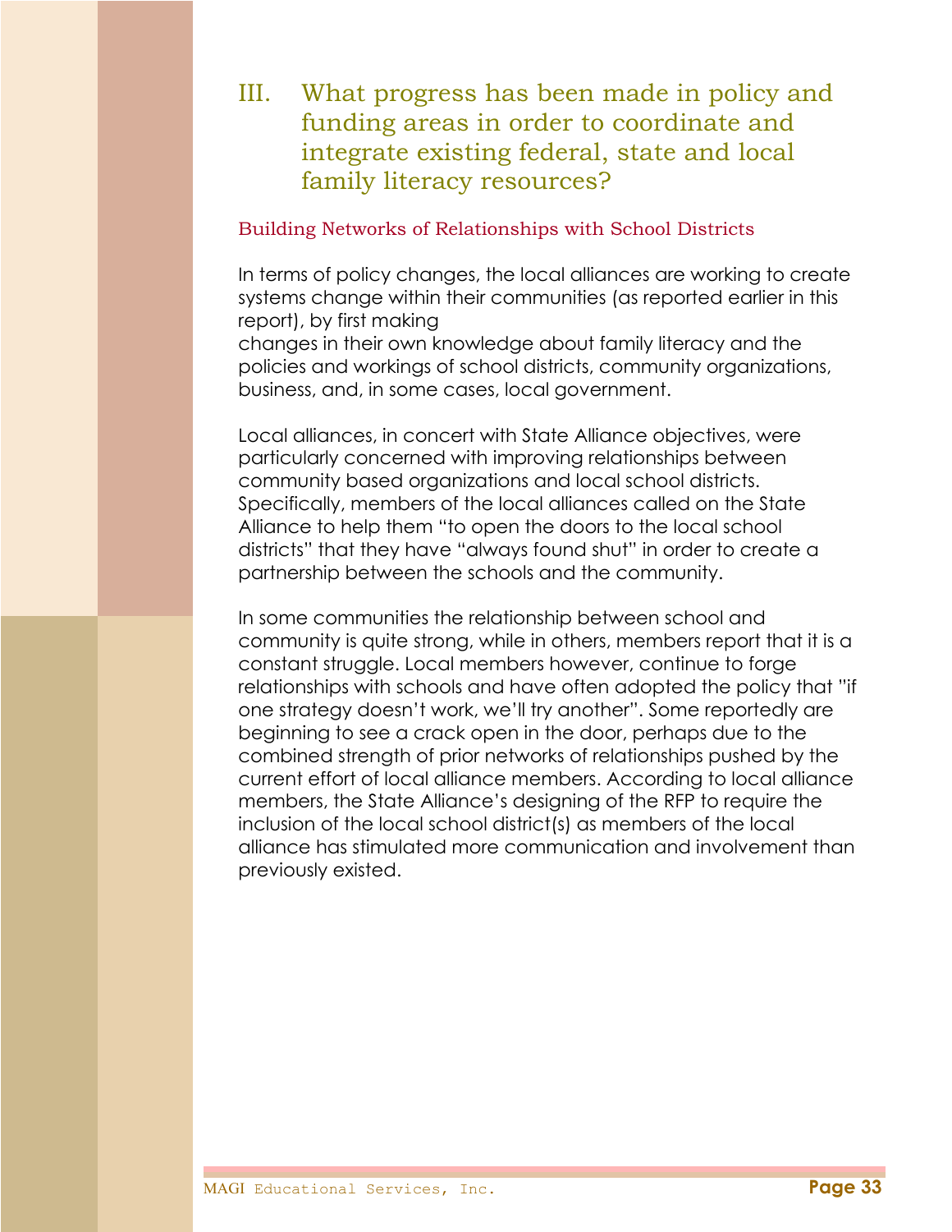# III. What progress has been made in policy and funding areas in order to coordinate and integrate existing federal, state and local family literacy resources?

## Building Networks of Relationships with School Districts

In terms of policy changes, the local alliances are working to create systems change within their communities (as reported earlier in this report), by first making changes in their own knowledge about family literacy and the policies and workings of school districts, community organizations, business, and, in some cases, local government.

Local alliances, in concert with State Alliance objectives, were particularly concerned with improving relationships between community based organizations and local school districts. Specifically, members of the local alliances called on the State Alliance to help them "to open the doors to the local school districts" that they have "always found shut" in order to create a partnership between the schools and the community.

In some communities the relationship between school and community is quite strong, while in others, members report that it is a constant struggle. Local members however, continue to forge relationships with schools and have often adopted the policy that "if one strategy doesn't work, we'll try another". Some reportedly are beginning to see a crack open in the door, perhaps due to the combined strength of prior networks of relationships pushed by the current effort of local alliance members. According to local alliance members, the State Alliance's designing of the RFP to require the inclusion of the local school district(s) as members of the local alliance has stimulated more communication and involvement than previously existed.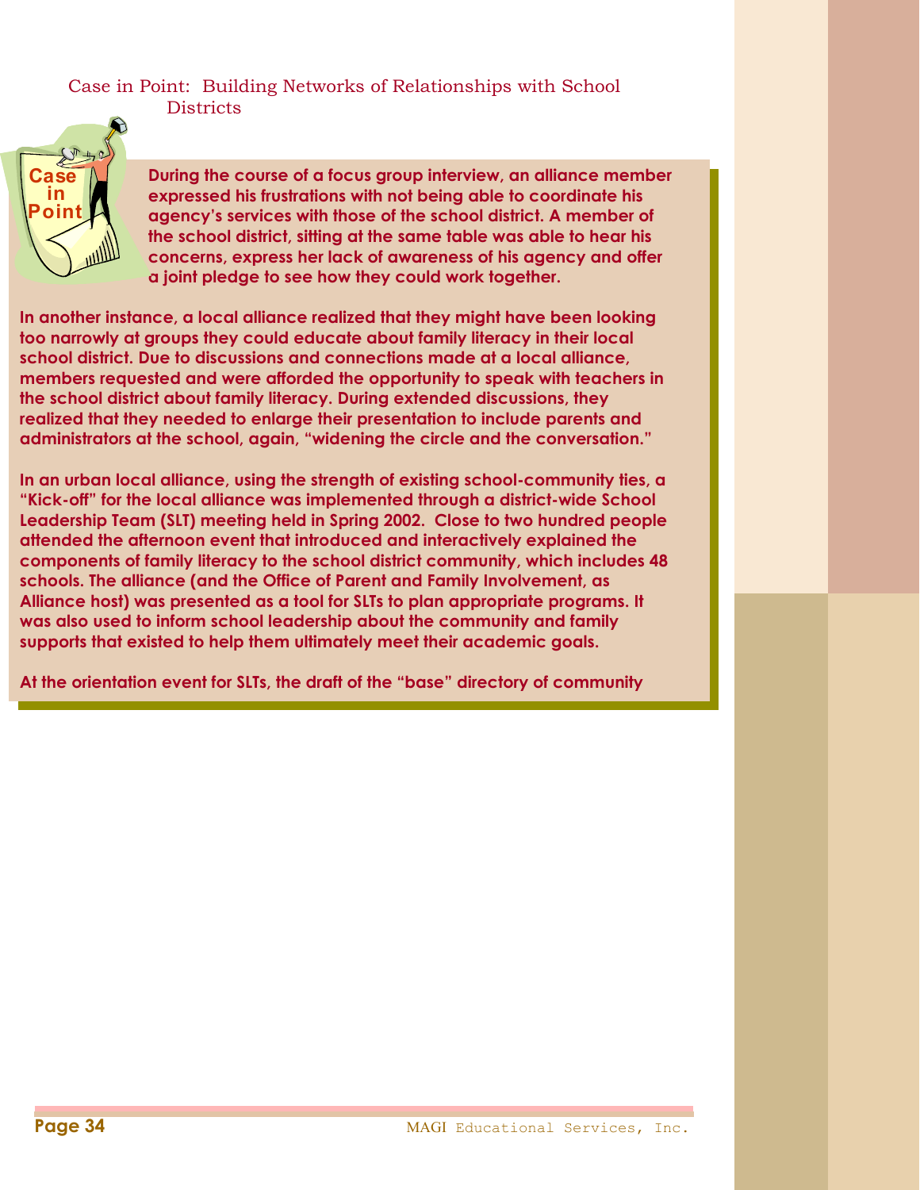## Case in Point: Building Networks of Relationships with School Districts

**During the course of a focus group interview, an alliance member expressed his frustrations with not being able to coordinate his agency's services with those of the school district. A member of the school district, sitting at the same table was able to hear his concerns, express her lack of awareness of his agency and offer a joint pledge to see how they could work together.**

**In another instance, a local alliance realized that they might have been looking too narrowly at groups they could educate about family literacy in their local school district. Due to discussions and connections made at a local alliance, members requested and were afforded the opportunity to speak with teachers in the school district about family literacy. During extended discussions, they realized that they needed to enlarge their presentation to include parents and administrators at the school, again, "widening the circle and the conversation."**

**In an urban local alliance, using the strength of existing school-community ties, a "Kick-off" for the local alliance was implemented through a district-wide School Leadership Team (SLT) meeting held in Spring 2002. Close to two hundred people attended the afternoon event that introduced and interactively explained the components of family literacy to the school district community, which includes 48 schools. The alliance (and the Office of Parent and Family Involvement, as Alliance host) was presented as a tool for SLTs to plan appropriate programs. It was also used to inform school leadership about the community and family supports that existed to help them ultimately meet their academic goals.**

**At the orientation event for SLTs, the draft of the "base" directory of community**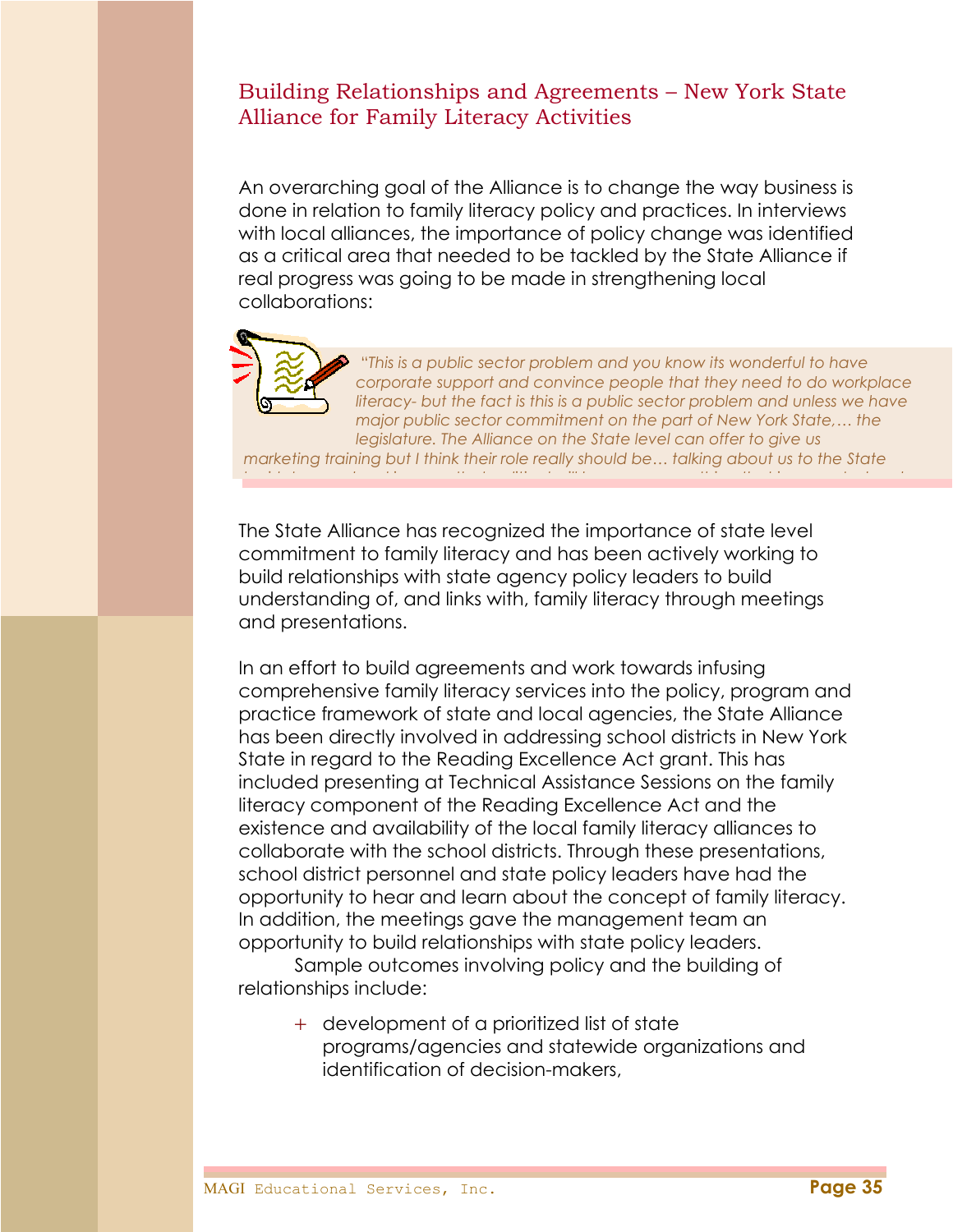## Building Relationships and Agreements – New York State Alliance for Family Literacy Activities

An overarching goal of the Alliance is to change the way business is done in relation to family literacy policy and practices. In interviews with local alliances, the importance of policy change was identified as a critical area that needed to be tackled by the State Alliance if real progress was going to be made in strengthening local collaborations:

> *"This is a public sector problem and you know its wonderful to have corporate support and convince people that they need to do workplace literacy- but the fact is this is a public sector problem and unless we have major public sector commitment on the part of New York State,… the legislature. The Alliance on the State level can offer to give us marketing training but I think their role really should be… talking about us to the State*

The State Alliance has recognized the importance of state level commitment to family literacy and has been actively working to build relationships with state agency policy leaders to build understanding of, and links with, family literacy through meetings and presentations.

In an effort to build agreements and work towards infusing comprehensive family literacy services into the policy, program and practice framework of state and local agencies, the State Alliance has been directly involved in addressing school districts in New York State in regard to the Reading Excellence Act grant. This has included presenting at Technical Assistance Sessions on the family literacy component of the Reading Excellence Act and the existence and availability of the local family literacy alliances to collaborate with the school districts. Through these presentations, school district personnel and state policy leaders have had the opportunity to hear and learn about the concept of family literacy. In addition, the meetings gave the management team an opportunity to build relationships with state policy leaders.

Sample outcomes involving policy and the building of relationships include:

+ development of a prioritized list of state programs/agencies and statewide organizations and identification of decision-makers,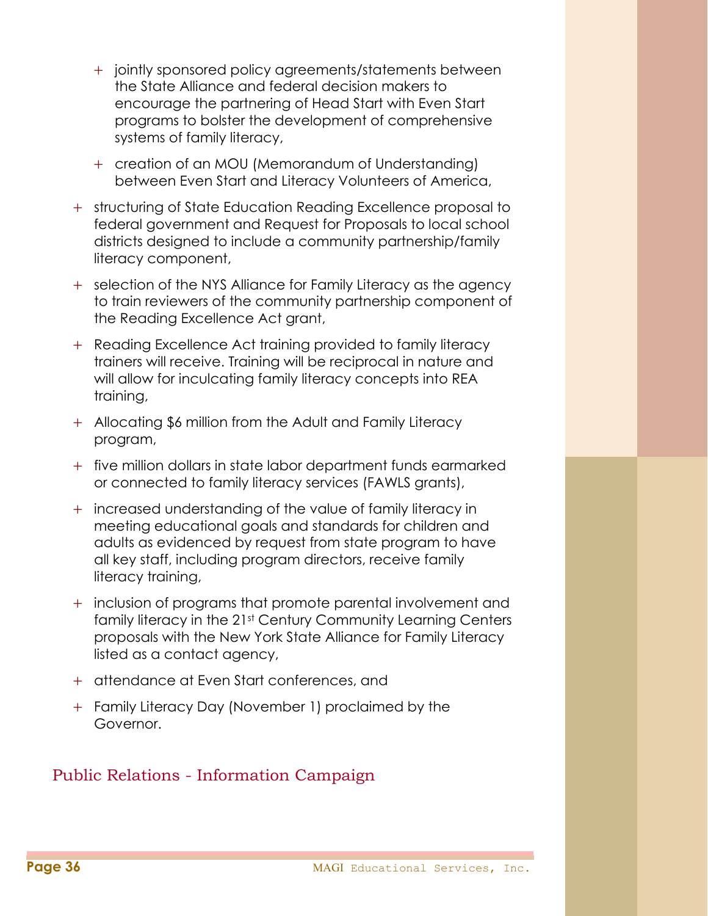- jointly sponsored policy agreements/statements between the State Alliance and federal decision makers to encourage the partnering of Head Start with Even Start programs to bolster the development of comprehensive systems of family literacy,

  - creation of an MOU (Memorandum of Understanding) between Even Start and Literacy Volunteers of America,

- structuring of State Education Reading Excellence proposal to federal government and Request for Proposals to local school districts designed to include a community partnership/family literacy component,

- selection of the NYS Alliance for Family Literacy as the agency to train reviewers of the community partnership component of the Reading Excellence Act grant,

- Reading Excellence Act training provided to family literacy trainers will receive. Training will be reciprocal in nature and will allow for inculcating family literacy concepts into REA training,

- Allocating $6 million from the Adult and Family Literacy program,

- five million dollars in state labor department funds earmarked or connected to family literacy services (FAWLS grants),

- increased understanding of the value of family literacy in meeting educational goals and standards for children and adults as evidenced by request from state program to have all key staff, including program directors, receive family literacy training,

- inclusion of programs that promote parental involvement and family literacy in the 21st Century Community Learning Centers proposals with the New York State Alliance for Family Literacy listed as a contact agency,

- attendance at Even Start conferences, and

- Family Literacy Day (November 1) proclaimed by the Governor.

## Public Relations - Information Campaign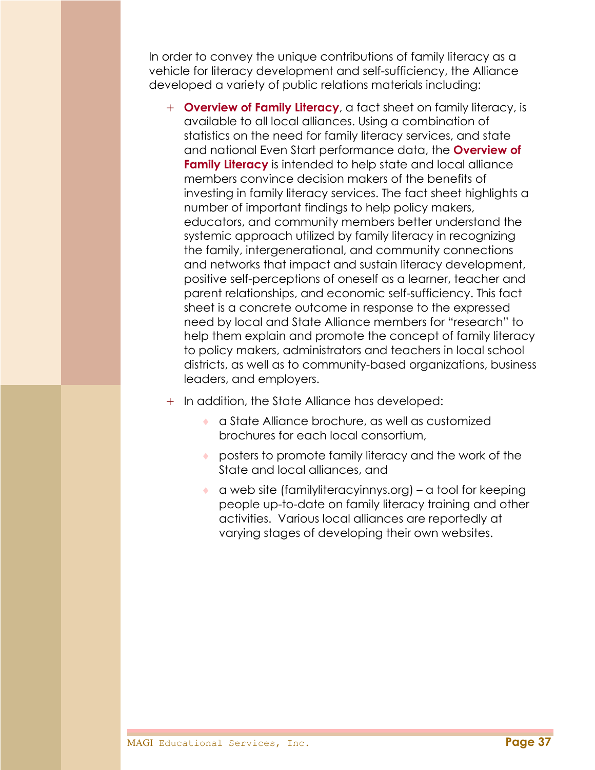In order to convey the unique contributions of family literacy as a vehicle for literacy development and self-sufficiency, the Alliance developed a variety of public relations materials including:

- **Overview of Family Literacy**, a fact sheet on family literacy, is available to all local alliances. Using a combination of statistics on the need for family literacy services, and state and national Even Start performance data, the **Overview of Family Literacy** is intended to help state and local alliance members convince decision makers of the benefits of investing in family literacy services. The fact sheet highlights a number of important findings to help policy makers, educators, and community members better understand the systemic approach utilized by family literacy in recognizing the family, intergenerational, and community connections and networks that impact and sustain literacy development, positive self-perceptions of oneself as a learner, teacher and parent relationships, and economic self-sufficiency. This fact sheet is a concrete outcome in response to the expressed need by local and State Alliance members for "research" to help them explain and promote the concept of family literacy to policy makers, administrators and teachers in local school districts, as well as to community-based organizations, business leaders, and employers.
- In addition, the State Alliance has developed:
  - a State Alliance brochure, as well as customized brochures for each local consortium,
  - posters to promote family literacy and the work of the State and local alliances, and
  - a web site (familyliteracyinnys.org) – a tool for keeping people up-to-date on family literacy training and other activities. Various local alliances are reportedly at varying stages of developing their own websites.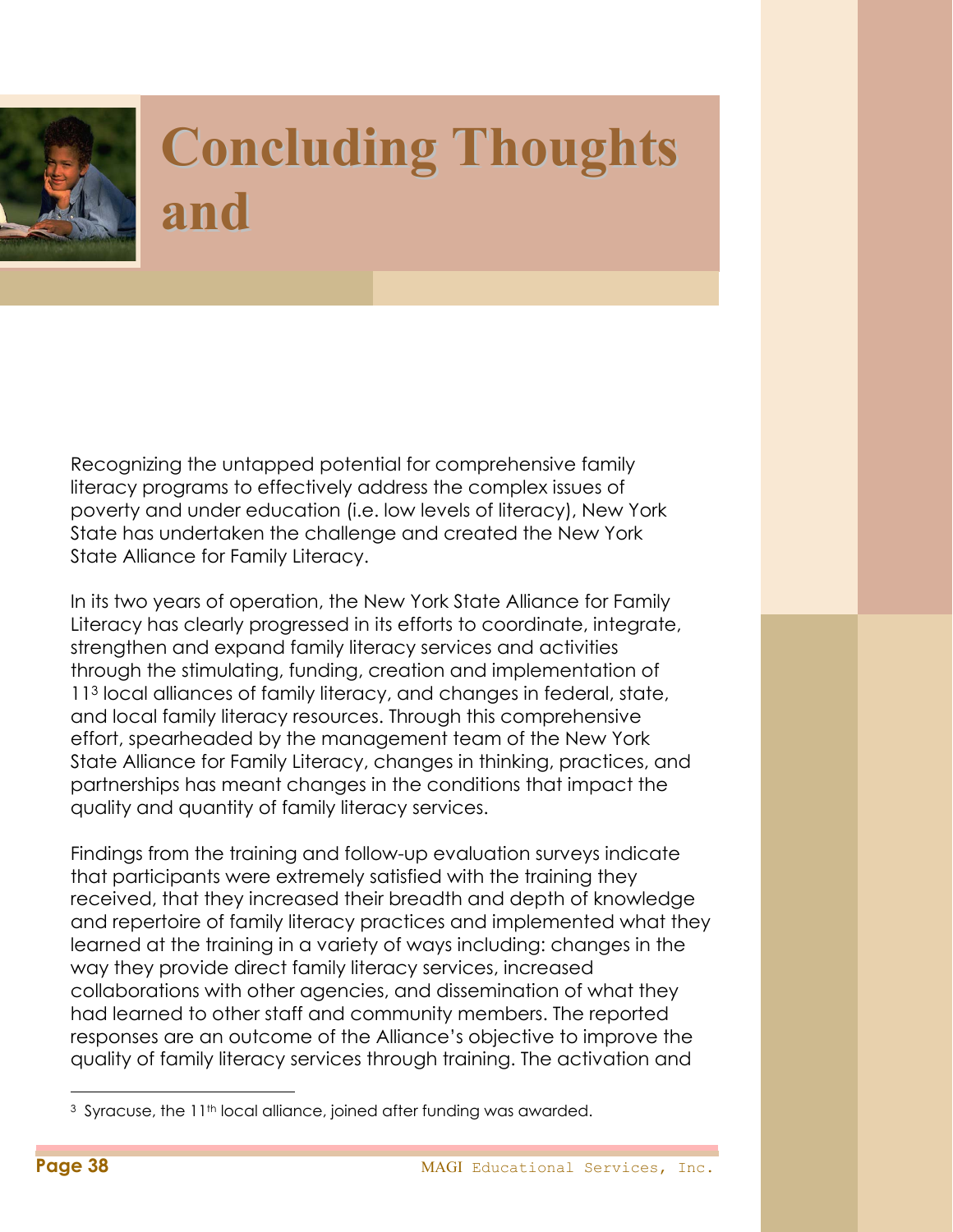# Concluding Thoughts and

Recognizing the untapped potential for comprehensive family literacy programs to effectively address the complex issues of poverty and under education (i.e. low levels of literacy), New York State has undertaken the challenge and created the New York State Alliance for Family Literacy.

In its two years of operation, the New York State Alliance for Family Literacy has clearly progressed in its efforts to coordinate, integrate, strengthen and expand family literacy services and activities through the stimulating, funding, creation and implementation of 11[3] local alliances of family literacy, and changes in federal, state, and local family literacy resources. Through this comprehensive effort, spearheaded by the management team of the New York State Alliance for Family Literacy, changes in thinking, practices, and partnerships has meant changes in the conditions that impact the quality and quantity of family literacy services.

Findings from the training and follow-up evaluation surveys indicate that participants were extremely satisfied with the training they received, that they increased their breadth and depth of knowledge and repertoire of family literacy practices and implemented what they learned at the training in a variety of ways including: changes in the way they provide direct family literacy services, increased collaborations with other agencies, and dissemination of what they had learned to other staff and community members. The reported responses are an outcome of the Alliance's objective to improve the quality of family literacy services through training. The activation and

[3] Syracuse, the 11th local alliance, joined after funding was awarded.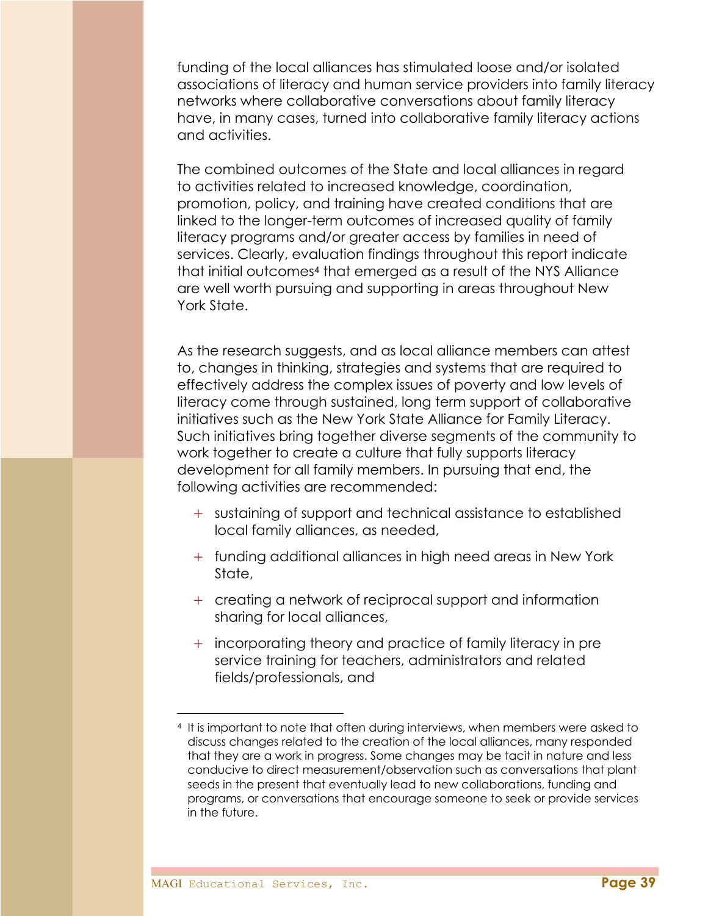funding of the local alliances has stimulated loose and/or isolated associations of literacy and human service providers into family literacy networks where collaborative conversations about family literacy have, in many cases, turned into collaborative family literacy actions and activities.

The combined outcomes of the State and local alliances in regard to activities related to increased knowledge, coordination, promotion, policy, and training have created conditions that are linked to the longer-term outcomes of increased quality of family literacy programs and/or greater access by families in need of services. Clearly, evaluation findings throughout this report indicate that initial outcomes[4] that emerged as a result of the NYS Alliance are well worth pursuing and supporting in areas throughout New York State.

As the research suggests, and as local alliance members can attest to, changes in thinking, strategies and systems that are required to effectively address the complex issues of poverty and low levels of literacy come through sustained, long term support of collaborative initiatives such as the New York State Alliance for Family Literacy. Such initiatives bring together diverse segments of the community to work together to create a culture that fully supports literacy development for all family members. In pursuing that end, the following activities are recommended:

- sustaining of support and technical assistance to established local family alliances, as needed,
- funding additional alliances in high need areas in New York State,
- creating a network of reciprocal support and information sharing for local alliances,
- incorporating theory and practice of family literacy in pre service training for teachers, administrators and related fields/professionals, and

---

[4] It is important to note that often during interviews, when members were asked to discuss changes related to the creation of the local alliances, many responded that they are a work in progress. Some changes may be tacit in nature and less conducive to direct measurement/observation such as conversations that plant seeds in the present that eventually lead to new collaborations, funding and programs, or conversations that encourage someone to seek or provide services in the future.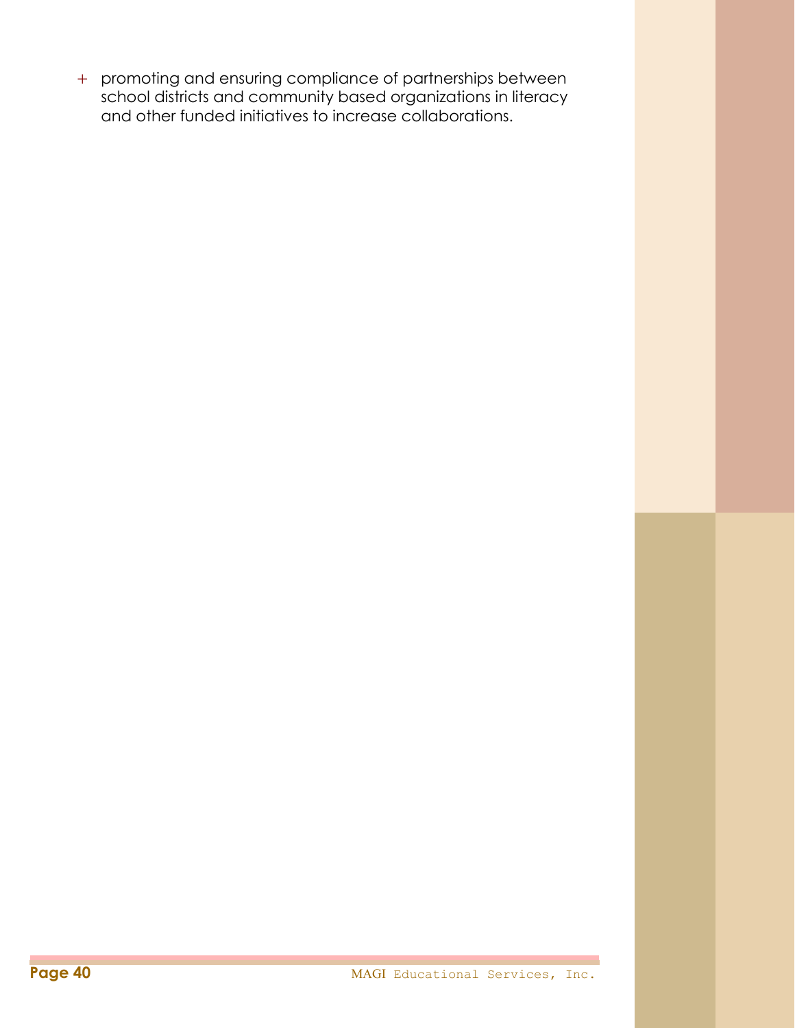- promoting and ensuring compliance of partnerships between school districts and community based organizations in literacy and other funded initiatives to increase collaborations.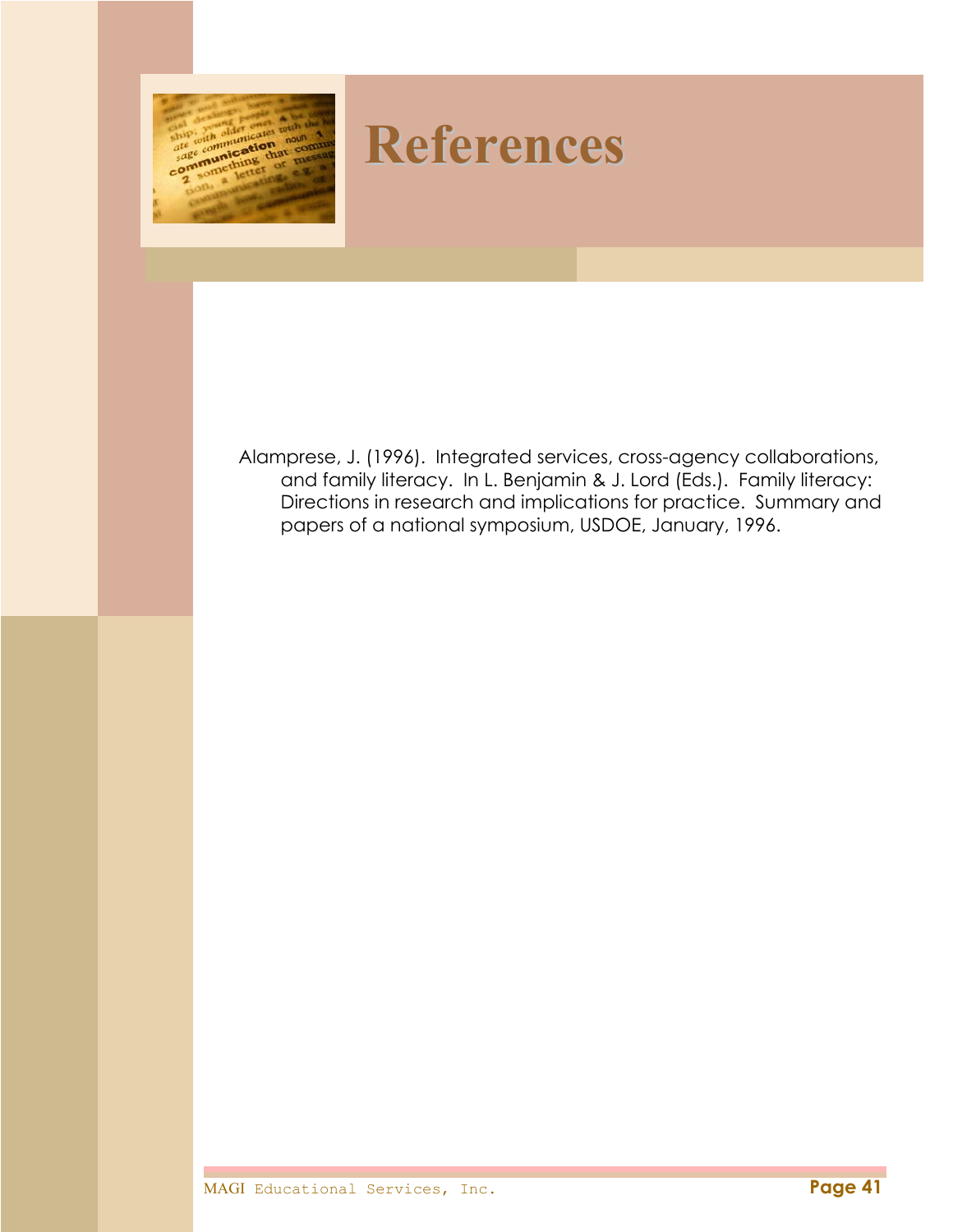# References

Alamprese, J. (1996). Integrated services, cross-agency collaborations, and family literacy. In L. Benjamin & J. Lord (Eds.). Family literacy: Directions in research and implications for practice. Summary and papers of a national symposium, USDOE, January, 1996.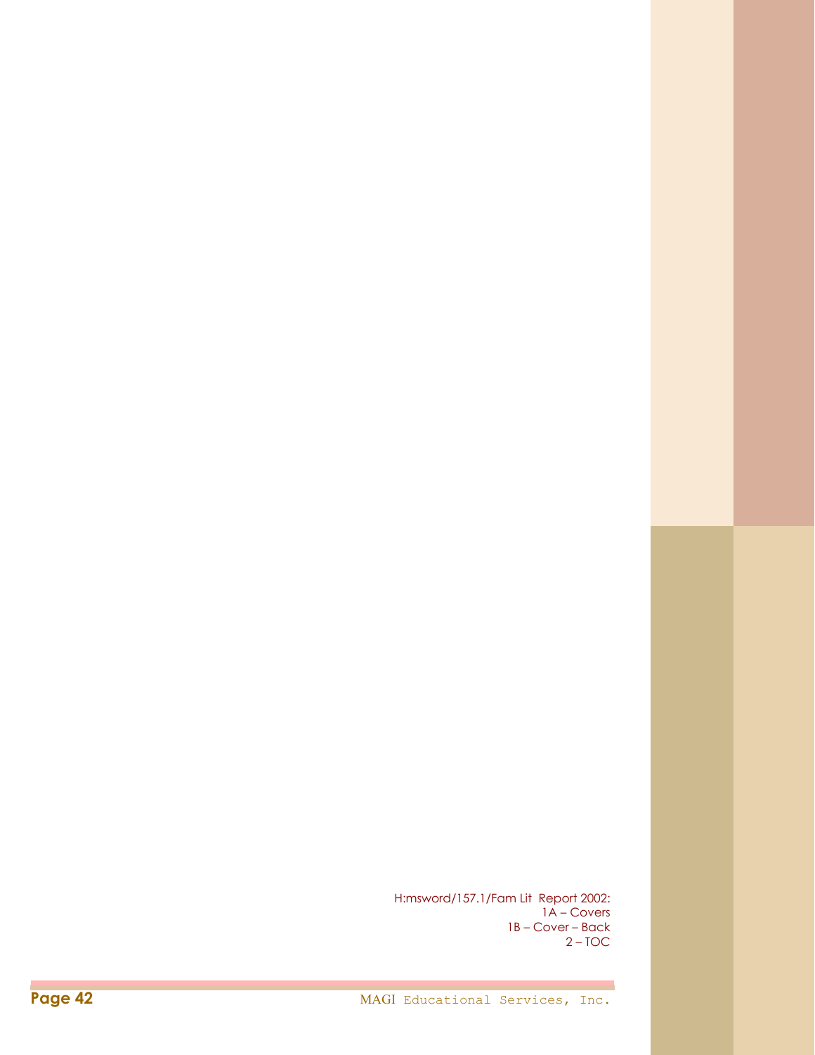H:msword/157.1/Fam Lit Report 2002:
1A – Covers
1B – Cover – Back
2 – TOC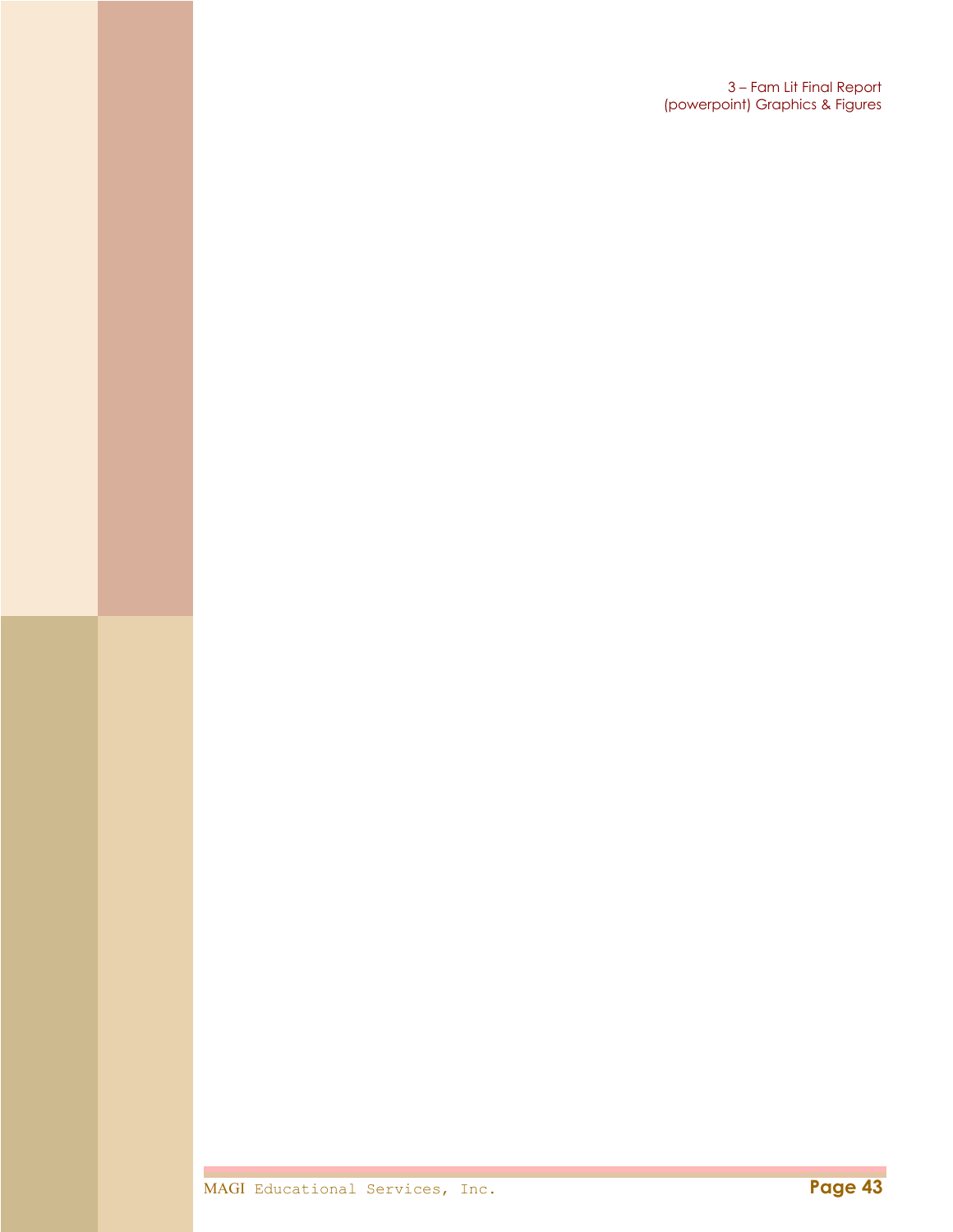3 – Fam Lit Final Report
(powerpoint) Graphics & Figures